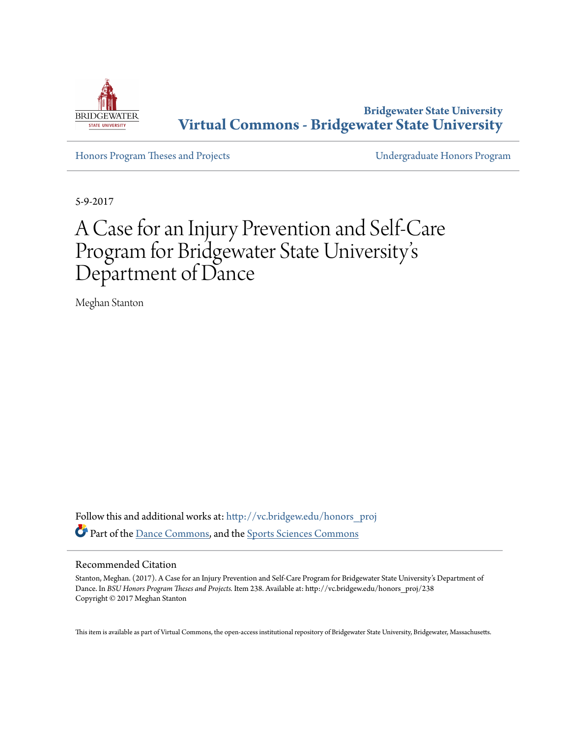Bridgewater State University

**Virtual Commons - Bridgewater State University**

Honors Program Theses and Projects

Undergraduate Honors Program

5-9-2017

# A Case for an Injury Prevention and Self-Care Program for Bridgewater State University's Department of Dance

Meghan Stanton

Follow this and additional works at: http://vc.bridgew.edu/honors_proj

Part of the Dance Commons, and the Sports Sciences Commons

## Recommended Citation

Stanton, Meghan. (2017). A Case for an Injury Prevention and Self-Care Program for Bridgewater State University's Department of Dance. In *BSU Honors Program Theses and Projects.* Item 238. Available at: http://vc.bridgew.edu/honors_proj/238
Copyright © 2017 Meghan Stanton

This item is available as part of Virtual Commons, the open-access institutional repository of Bridgewater State University, Bridgewater, Massachusetts.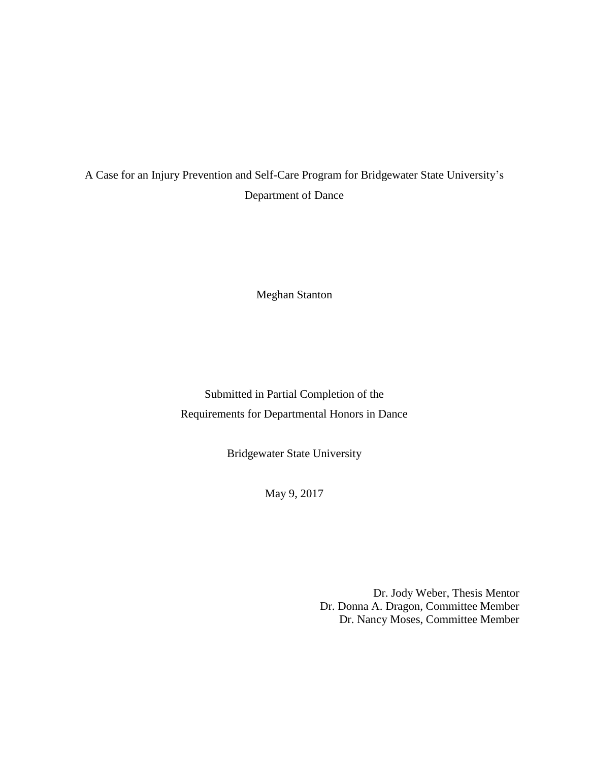A Case for an Injury Prevention and Self-Care Program for Bridgewater State University's Department of Dance

Meghan Stanton

Submitted in Partial Completion of the
Requirements for Departmental Honors in Dance

Bridgewater State University

May 9, 2017

Dr. Jody Weber, Thesis Mentor
Dr. Donna A. Dragon, Committee Member
Dr. Nancy Moses, Committee Member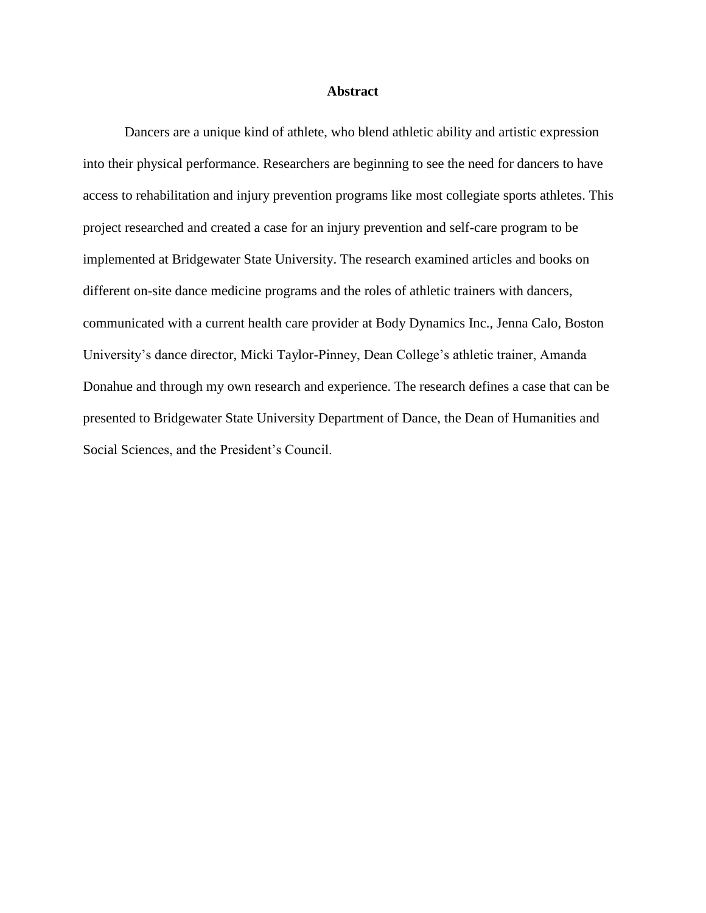# Abstract

Dancers are a unique kind of athlete, who blend athletic ability and artistic expression into their physical performance. Researchers are beginning to see the need for dancers to have access to rehabilitation and injury prevention programs like most collegiate sports athletes. This project researched and created a case for an injury prevention and self-care program to be implemented at Bridgewater State University. The research examined articles and books on different on-site dance medicine programs and the roles of athletic trainers with dancers, communicated with a current health care provider at Body Dynamics Inc., Jenna Calo, Boston University's dance director, Micki Taylor-Pinney, Dean College's athletic trainer, Amanda Donahue and through my own research and experience. The research defines a case that can be presented to Bridgewater State University Department of Dance, the Dean of Humanities and Social Sciences, and the President's Council.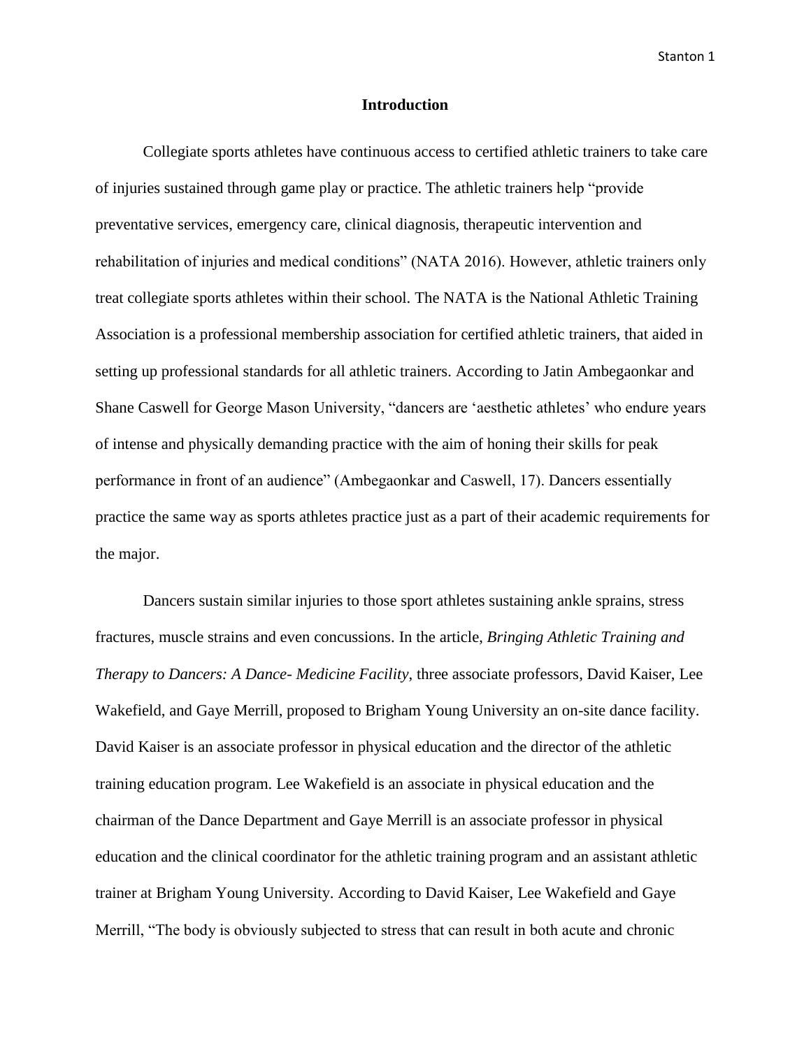## Introduction

Collegiate sports athletes have continuous access to certified athletic trainers to take care of injuries sustained through game play or practice. The athletic trainers help "provide preventative services, emergency care, clinical diagnosis, therapeutic intervention and rehabilitation of injuries and medical conditions" (NATA 2016). However, athletic trainers only treat collegiate sports athletes within their school. The NATA is the National Athletic Training Association is a professional membership association for certified athletic trainers, that aided in setting up professional standards for all athletic trainers. According to Jatin Ambegaonkar and Shane Caswell for George Mason University, "dancers are 'aesthetic athletes' who endure years of intense and physically demanding practice with the aim of honing their skills for peak performance in front of an audience" (Ambegaonkar and Caswell, 17). Dancers essentially practice the same way as sports athletes practice just as a part of their academic requirements for the major.

Dancers sustain similar injuries to those sport athletes sustaining ankle sprains, stress fractures, muscle strains and even concussions. In the article, *Bringing Athletic Training and Therapy to Dancers: A Dance- Medicine Facility*, three associate professors, David Kaiser, Lee Wakefield, and Gaye Merrill, proposed to Brigham Young University an on-site dance facility. David Kaiser is an associate professor in physical education and the director of the athletic training education program. Lee Wakefield is an associate in physical education and the chairman of the Dance Department and Gaye Merrill is an associate professor in physical education and the clinical coordinator for the athletic training program and an assistant athletic trainer at Brigham Young University. According to David Kaiser, Lee Wakefield and Gaye Merrill, "The body is obviously subjected to stress that can result in both acute and chronic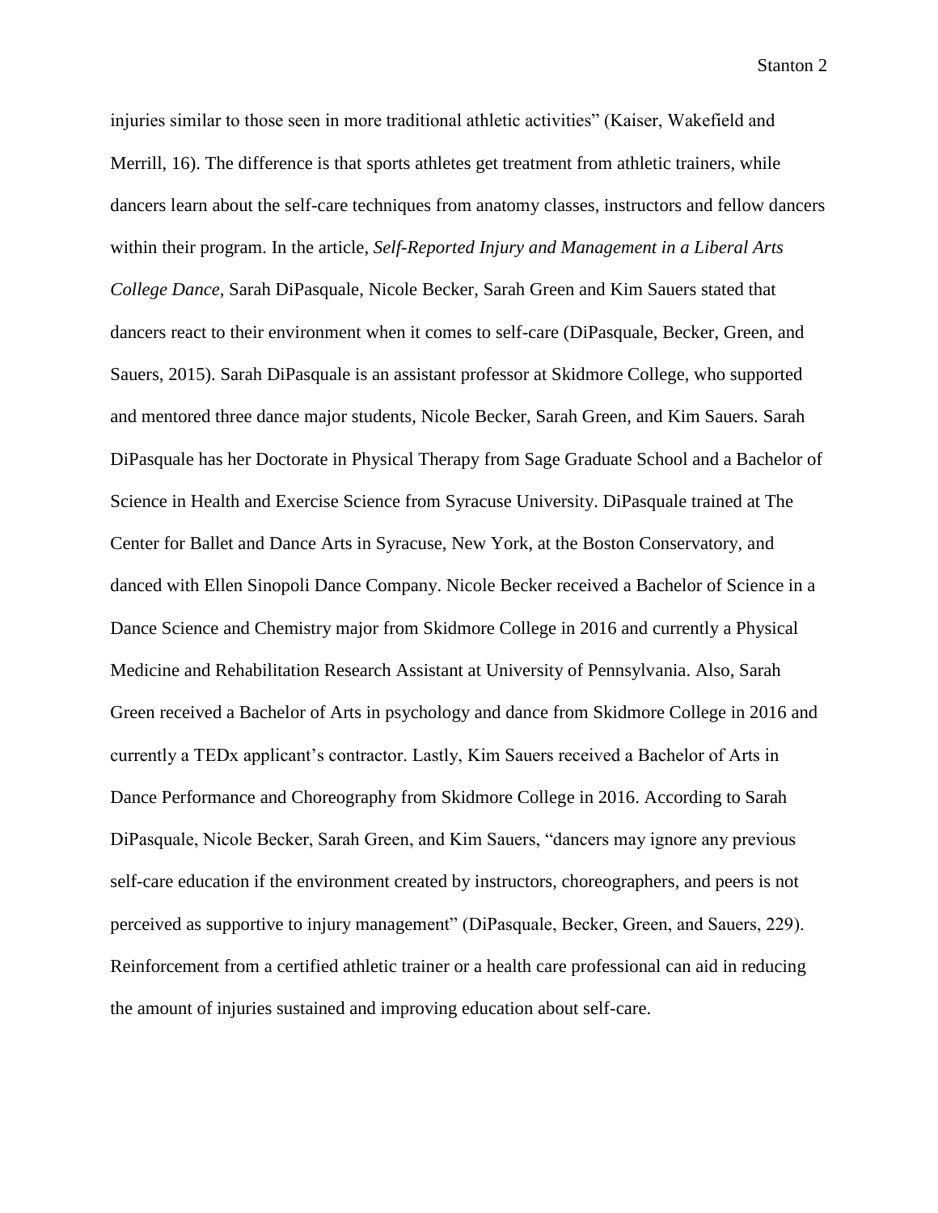injuries similar to those seen in more traditional athletic activities" (Kaiser, Wakefield and Merrill, 16). The difference is that sports athletes get treatment from athletic trainers, while dancers learn about the self-care techniques from anatomy classes, instructors and fellow dancers within their program. In the article, *Self-Reported Injury and Management in a Liberal Arts College Dance,* Sarah DiPasquale, Nicole Becker, Sarah Green and Kim Sauers stated that dancers react to their environment when it comes to self-care (DiPasquale, Becker, Green, and Sauers, 2015). Sarah DiPasquale is an assistant professor at Skidmore College, who supported and mentored three dance major students, Nicole Becker, Sarah Green, and Kim Sauers. Sarah DiPasquale has her Doctorate in Physical Therapy from Sage Graduate School and a Bachelor of Science in Health and Exercise Science from Syracuse University. DiPasquale trained at The Center for Ballet and Dance Arts in Syracuse, New York, at the Boston Conservatory, and danced with Ellen Sinopoli Dance Company. Nicole Becker received a Bachelor of Science in a Dance Science and Chemistry major from Skidmore College in 2016 and currently a Physical Medicine and Rehabilitation Research Assistant at University of Pennsylvania. Also, Sarah Green received a Bachelor of Arts in psychology and dance from Skidmore College in 2016 and currently a TEDx applicant's contractor. Lastly, Kim Sauers received a Bachelor of Arts in Dance Performance and Choreography from Skidmore College in 2016. According to Sarah DiPasquale, Nicole Becker, Sarah Green, and Kim Sauers, "dancers may ignore any previous self-care education if the environment created by instructors, choreographers, and peers is not perceived as supportive to injury management" (DiPasquale, Becker, Green, and Sauers, 229). Reinforcement from a certified athletic trainer or a health care professional can aid in reducing the amount of injuries sustained and improving education about self-care.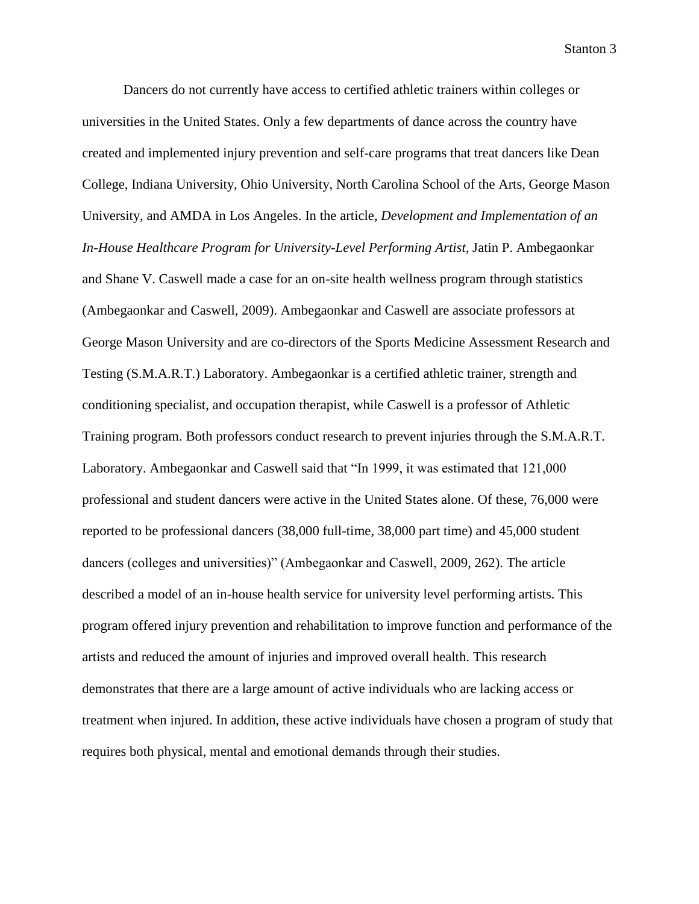Dancers do not currently have access to certified athletic trainers within colleges or universities in the United States. Only a few departments of dance across the country have created and implemented injury prevention and self-care programs that treat dancers like Dean College, Indiana University, Ohio University, North Carolina School of the Arts, George Mason University, and AMDA in Los Angeles. In the article, *Development and Implementation of an In-House Healthcare Program for University-Level Performing Artist*, Jatin P. Ambegaonkar and Shane V. Caswell made a case for an on-site health wellness program through statistics (Ambegaonkar and Caswell, 2009). Ambegaonkar and Caswell are associate professors at George Mason University and are co-directors of the Sports Medicine Assessment Research and Testing (S.M.A.R.T.) Laboratory. Ambegaonkar is a certified athletic trainer, strength and conditioning specialist, and occupation therapist, while Caswell is a professor of Athletic Training program. Both professors conduct research to prevent injuries through the S.M.A.R.T. Laboratory. Ambegaonkar and Caswell said that "In 1999, it was estimated that 121,000 professional and student dancers were active in the United States alone. Of these, 76,000 were reported to be professional dancers (38,000 full-time, 38,000 part time) and 45,000 student dancers (colleges and universities)" (Ambegaonkar and Caswell, 2009, 262). The article described a model of an in-house health service for university level performing artists. This program offered injury prevention and rehabilitation to improve function and performance of the artists and reduced the amount of injuries and improved overall health. This research demonstrates that there are a large amount of active individuals who are lacking access or treatment when injured. In addition, these active individuals have chosen a program of study that requires both physical, mental and emotional demands through their studies.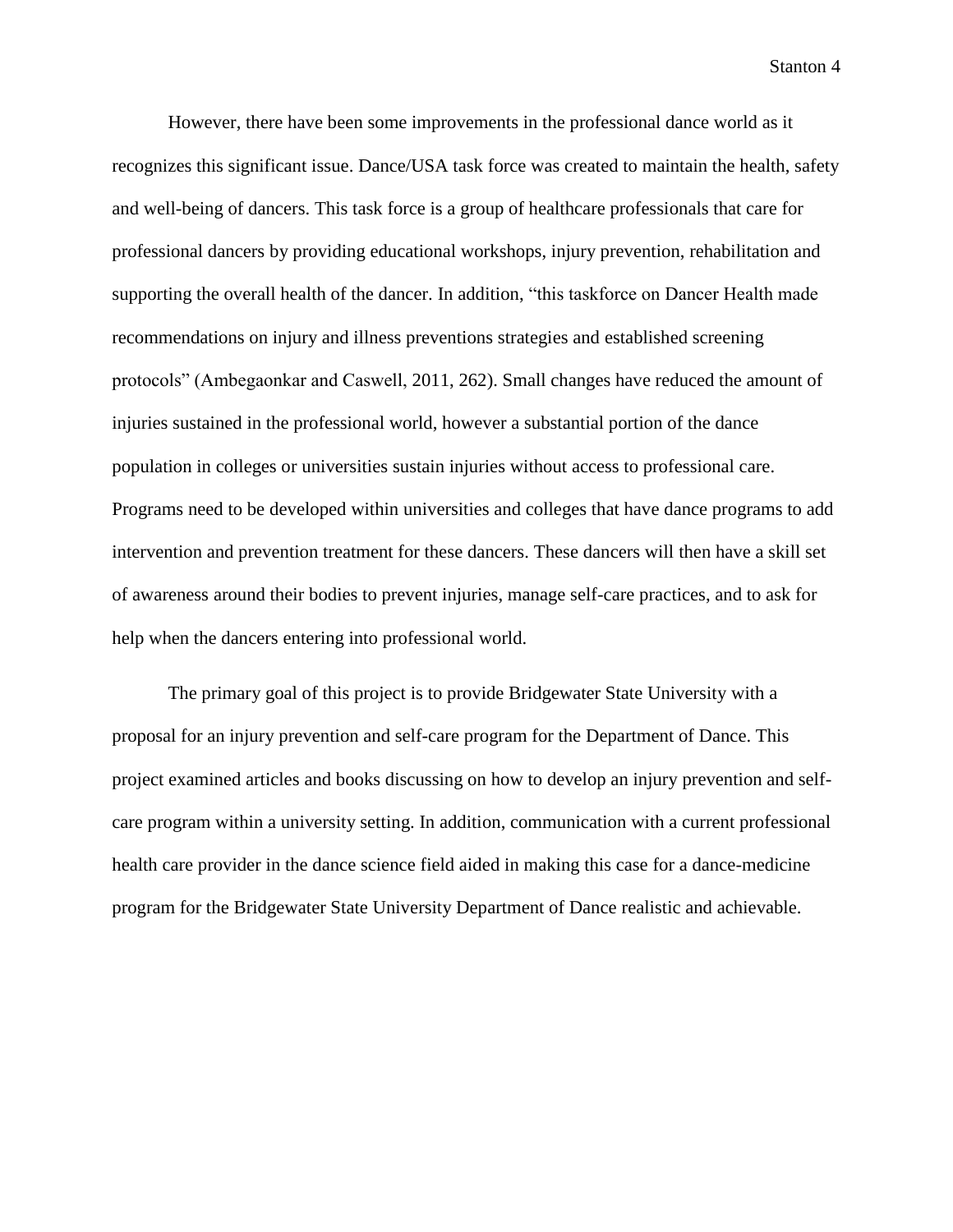However, there have been some improvements in the professional dance world as it recognizes this significant issue. Dance/USA task force was created to maintain the health, safety and well-being of dancers. This task force is a group of healthcare professionals that care for professional dancers by providing educational workshops, injury prevention, rehabilitation and supporting the overall health of the dancer. In addition, "this taskforce on Dancer Health made recommendations on injury and illness preventions strategies and established screening protocols" (Ambegaonkar and Caswell, 2011, 262). Small changes have reduced the amount of injuries sustained in the professional world, however a substantial portion of the dance population in colleges or universities sustain injuries without access to professional care. Programs need to be developed within universities and colleges that have dance programs to add intervention and prevention treatment for these dancers. These dancers will then have a skill set of awareness around their bodies to prevent injuries, manage self-care practices, and to ask for help when the dancers entering into professional world.

The primary goal of this project is to provide Bridgewater State University with a proposal for an injury prevention and self-care program for the Department of Dance. This project examined articles and books discussing on how to develop an injury prevention and self-care program within a university setting. In addition, communication with a current professional health care provider in the dance science field aided in making this case for a dance-medicine program for the Bridgewater State University Department of Dance realistic and achievable.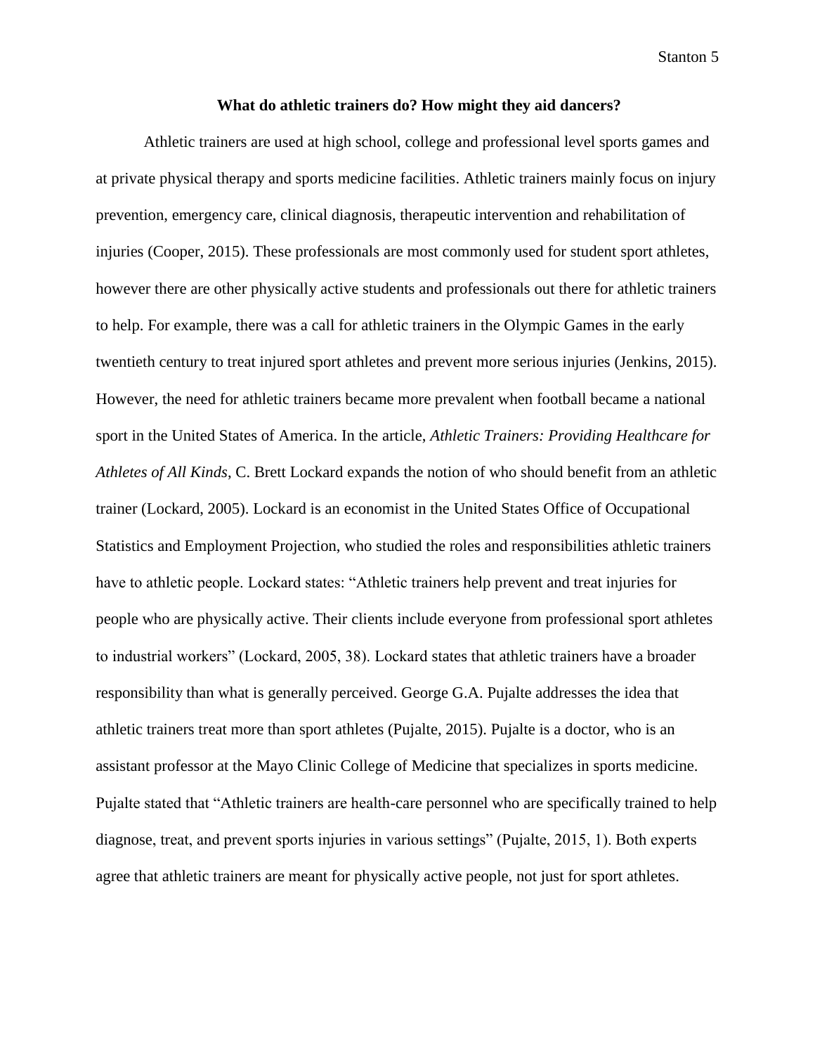**What do athletic trainers do? How might they aid dancers?**

Athletic trainers are used at high school, college and professional level sports games and at private physical therapy and sports medicine facilities. Athletic trainers mainly focus on injury prevention, emergency care, clinical diagnosis, therapeutic intervention and rehabilitation of injuries (Cooper, 2015). These professionals are most commonly used for student sport athletes, however there are other physically active students and professionals out there for athletic trainers to help. For example, there was a call for athletic trainers in the Olympic Games in the early twentieth century to treat injured sport athletes and prevent more serious injuries (Jenkins, 2015). However, the need for athletic trainers became more prevalent when football became a national sport in the United States of America. In the article, *Athletic Trainers: Providing Healthcare for Athletes of All Kinds*, C. Brett Lockard expands the notion of who should benefit from an athletic trainer (Lockard, 2005). Lockard is an economist in the United States Office of Occupational Statistics and Employment Projection, who studied the roles and responsibilities athletic trainers have to athletic people. Lockard states: "Athletic trainers help prevent and treat injuries for people who are physically active. Their clients include everyone from professional sport athletes to industrial workers" (Lockard, 2005, 38). Lockard states that athletic trainers have a broader responsibility than what is generally perceived. George G.A. Pujalte addresses the idea that athletic trainers treat more than sport athletes (Pujalte, 2015). Pujalte is a doctor, who is an assistant professor at the Mayo Clinic College of Medicine that specializes in sports medicine. Pujalte stated that "Athletic trainers are health-care personnel who are specifically trained to help diagnose, treat, and prevent sports injuries in various settings" (Pujalte, 2015, 1). Both experts agree that athletic trainers are meant for physically active people, not just for sport athletes.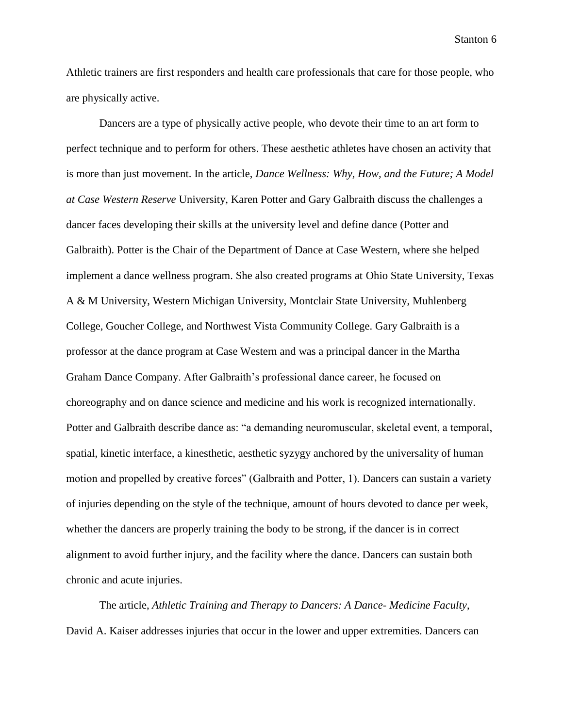Athletic trainers are first responders and health care professionals that care for those people, who are physically active.

Dancers are a type of physically active people, who devote their time to an art form to perfect technique and to perform for others. These aesthetic athletes have chosen an activity that is more than just movement. In the article, *Dance Wellness: Why, How, and the Future; A Model at Case Western Reserve* University, Karen Potter and Gary Galbraith discuss the challenges a dancer faces developing their skills at the university level and define dance (Potter and Galbraith). Potter is the Chair of the Department of Dance at Case Western, where she helped implement a dance wellness program. She also created programs at Ohio State University, Texas A & M University, Western Michigan University, Montclair State University, Muhlenberg College, Goucher College, and Northwest Vista Community College. Gary Galbraith is a professor at the dance program at Case Western and was a principal dancer in the Martha Graham Dance Company. After Galbraith's professional dance career, he focused on choreography and on dance science and medicine and his work is recognized internationally. Potter and Galbraith describe dance as: "a demanding neuromuscular, skeletal event, a temporal, spatial, kinetic interface, a kinesthetic, aesthetic syzygy anchored by the universality of human motion and propelled by creative forces" (Galbraith and Potter, 1). Dancers can sustain a variety of injuries depending on the style of the technique, amount of hours devoted to dance per week, whether the dancers are properly training the body to be strong, if the dancer is in correct alignment to avoid further injury, and the facility where the dance. Dancers can sustain both chronic and acute injuries.

The article, *Athletic Training and Therapy to Dancers: A Dance- Medicine Faculty*, David A. Kaiser addresses injuries that occur in the lower and upper extremities. Dancers can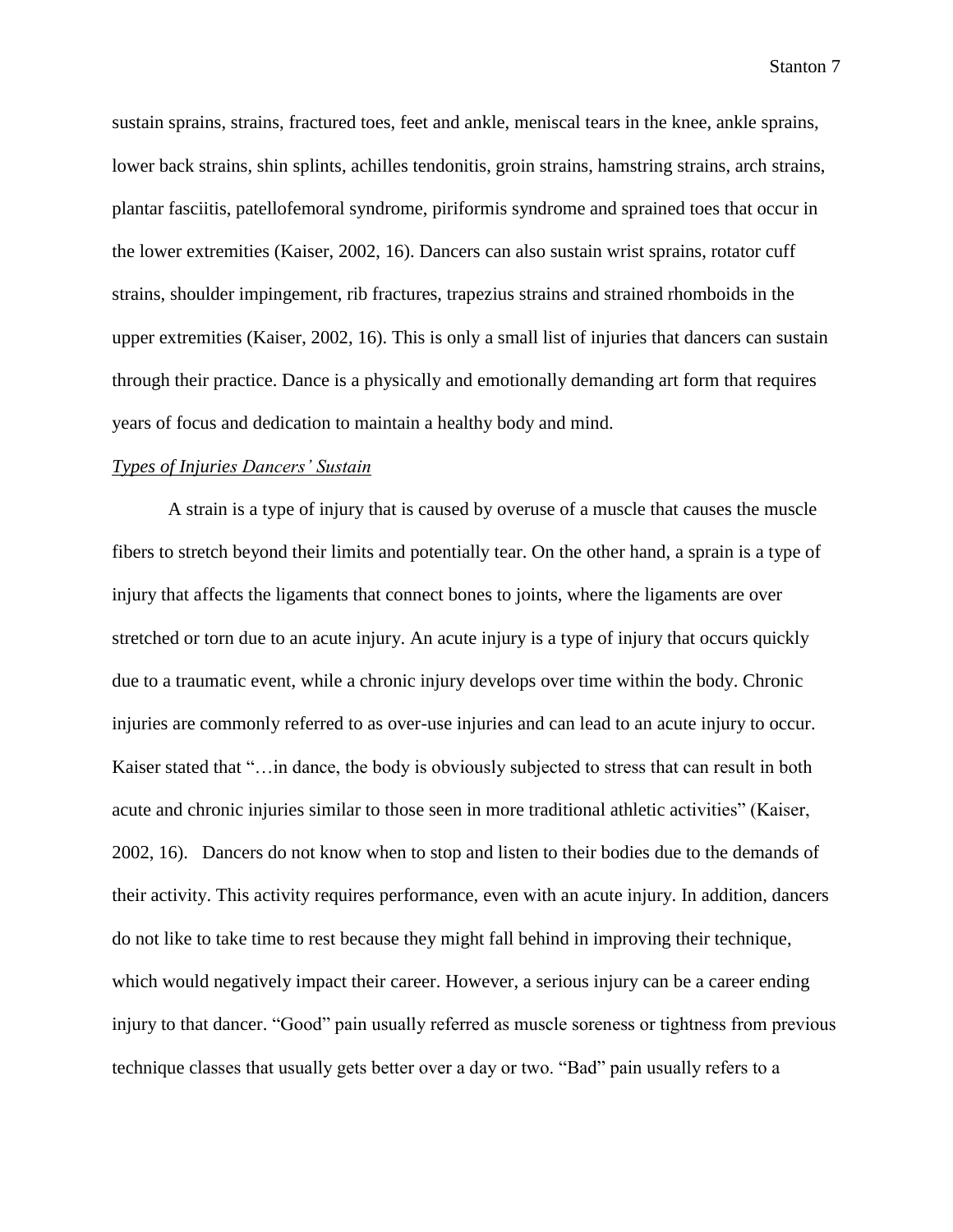sustain sprains, strains, fractured toes, feet and ankle, meniscal tears in the knee, ankle sprains, lower back strains, shin splints, achilles tendonitis, groin strains, hamstring strains, arch strains, plantar fasciitis, patellofemoral syndrome, piriformis syndrome and sprained toes that occur in the lower extremities (Kaiser, 2002, 16). Dancers can also sustain wrist sprains, rotator cuff strains, shoulder impingement, rib fractures, trapezius strains and strained rhomboids in the upper extremities (Kaiser, 2002, 16). This is only a small list of injuries that dancers can sustain through their practice. Dance is a physically and emotionally demanding art form that requires years of focus and dedication to maintain a healthy body and mind.

*Types of Injuries Dancers' Sustain*

A strain is a type of injury that is caused by overuse of a muscle that causes the muscle fibers to stretch beyond their limits and potentially tear. On the other hand, a sprain is a type of injury that affects the ligaments that connect bones to joints, where the ligaments are over stretched or torn due to an acute injury. An acute injury is a type of injury that occurs quickly due to a traumatic event, while a chronic injury develops over time within the body. Chronic injuries are commonly referred to as over-use injuries and can lead to an acute injury to occur. Kaiser stated that "…in dance, the body is obviously subjected to stress that can result in both acute and chronic injuries similar to those seen in more traditional athletic activities" (Kaiser, 2002, 16). Dancers do not know when to stop and listen to their bodies due to the demands of their activity. This activity requires performance, even with an acute injury. In addition, dancers do not like to take time to rest because they might fall behind in improving their technique, which would negatively impact their career. However, a serious injury can be a career ending injury to that dancer. "Good" pain usually referred as muscle soreness or tightness from previous technique classes that usually gets better over a day or two. "Bad" pain usually refers to a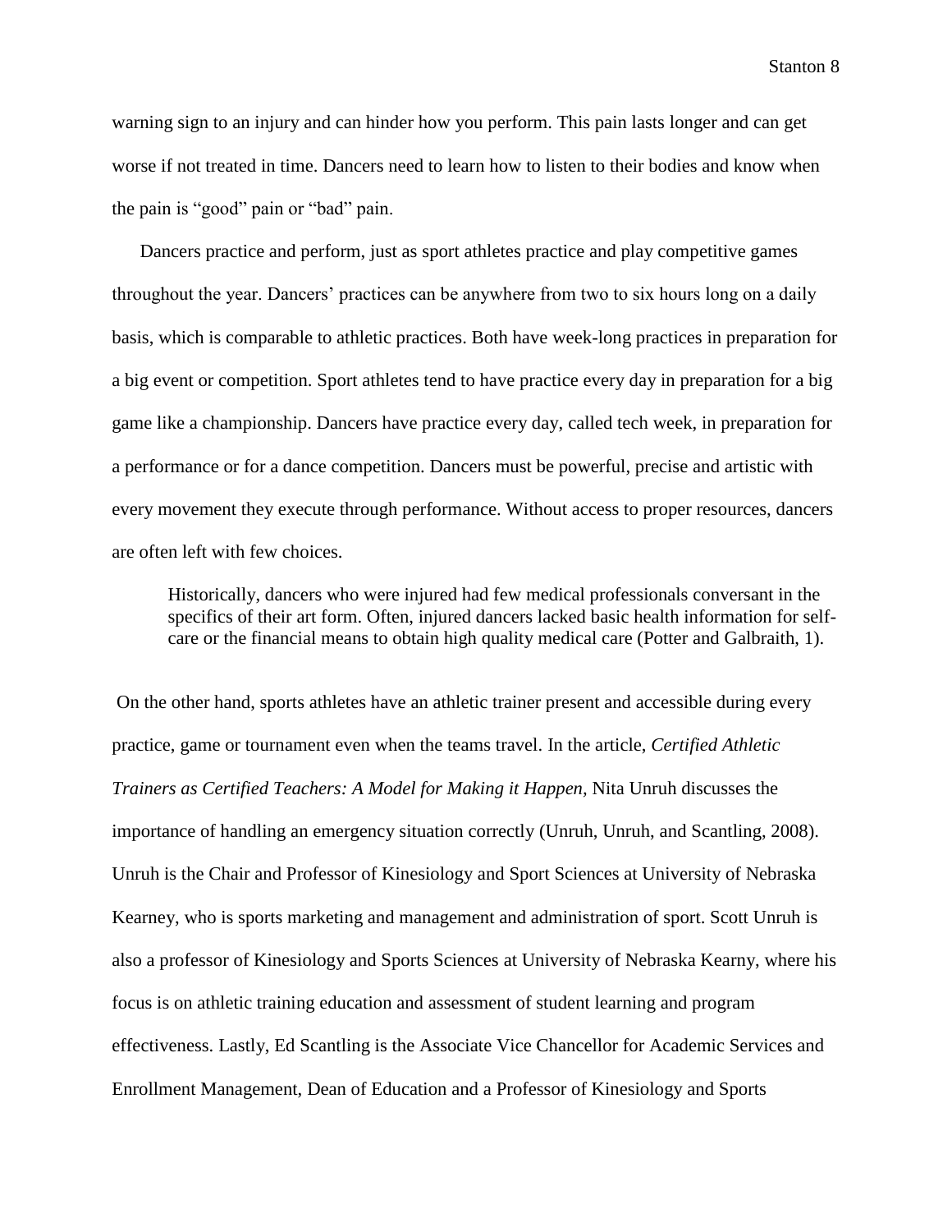warning sign to an injury and can hinder how you perform. This pain lasts longer and can get worse if not treated in time. Dancers need to learn how to listen to their bodies and know when the pain is “good” pain or “bad” pain.

Dancers practice and perform, just as sport athletes practice and play competitive games throughout the year. Dancers’ practices can be anywhere from two to six hours long on a daily basis, which is comparable to athletic practices. Both have week-long practices in preparation for a big event or competition. Sport athletes tend to have practice every day in preparation for a big game like a championship. Dancers have practice every day, called tech week, in preparation for a performance or for a dance competition. Dancers must be powerful, precise and artistic with every movement they execute through performance. Without access to proper resources, dancers are often left with few choices.

> Historically, dancers who were injured had few medical professionals conversant in the specifics of their art form. Often, injured dancers lacked basic health information for self-care or the financial means to obtain high quality medical care (Potter and Galbraith, 1).

On the other hand, sports athletes have an athletic trainer present and accessible during every practice, game or tournament even when the teams travel. In the article, *Certified Athletic Trainers as Certified Teachers: A Model for Making it Happen*, Nita Unruh discusses the importance of handling an emergency situation correctly (Unruh, Unruh, and Scantling, 2008). Unruh is the Chair and Professor of Kinesiology and Sport Sciences at University of Nebraska Kearney, who is sports marketing and management and administration of sport. Scott Unruh is also a professor of Kinesiology and Sports Sciences at University of Nebraska Kearny, where his focus is on athletic training education and assessment of student learning and program effectiveness. Lastly, Ed Scantling is the Associate Vice Chancellor for Academic Services and Enrollment Management, Dean of Education and a Professor of Kinesiology and Sports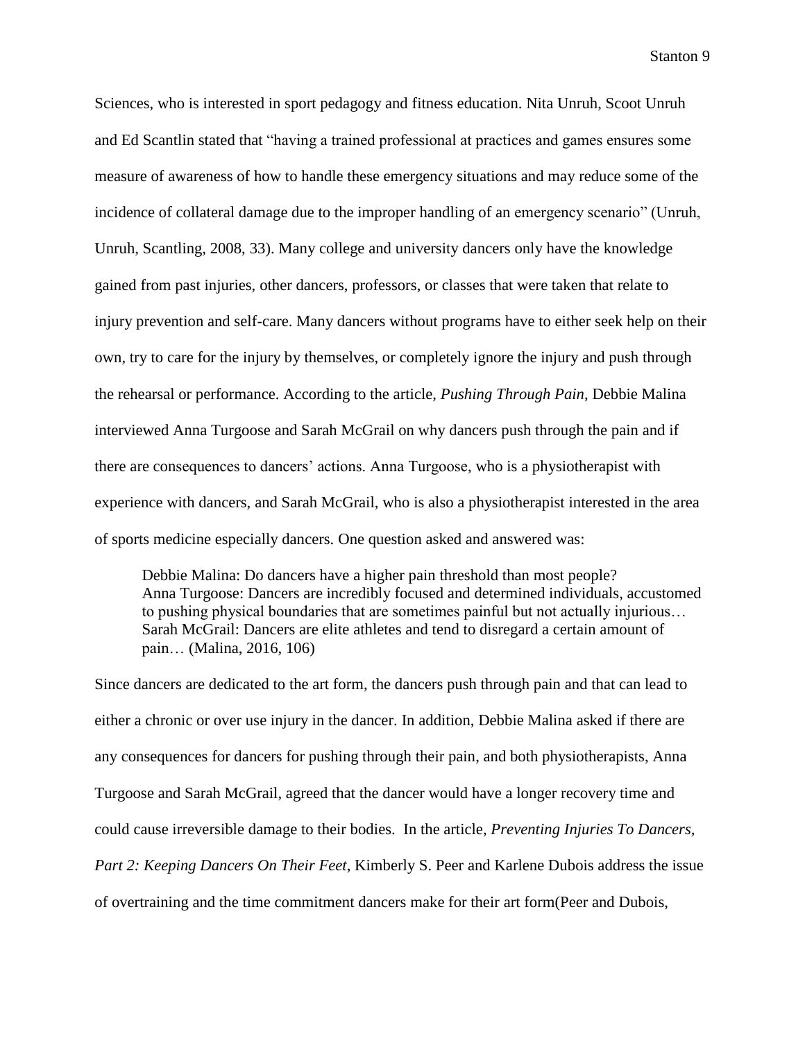Sciences, who is interested in sport pedagogy and fitness education. Nita Unruh, Scoot Unruh and Ed Scantlin stated that "having a trained professional at practices and games ensures some measure of awareness of how to handle these emergency situations and may reduce some of the incidence of collateral damage due to the improper handling of an emergency scenario" (Unruh, Unruh, Scantling, 2008, 33). Many college and university dancers only have the knowledge gained from past injuries, other dancers, professors, or classes that were taken that relate to injury prevention and self-care. Many dancers without programs have to either seek help on their own, try to care for the injury by themselves, or completely ignore the injury and push through the rehearsal or performance. According to the article, *Pushing Through Pain*, Debbie Malina interviewed Anna Turgoose and Sarah McGrail on why dancers push through the pain and if there are consequences to dancers' actions. Anna Turgoose, who is a physiotherapist with experience with dancers, and Sarah McGrail, who is also a physiotherapist interested in the area of sports medicine especially dancers. One question asked and answered was:

> Debbie Malina: Do dancers have a higher pain threshold than most people?
> Anna Turgoose: Dancers are incredibly focused and determined individuals, accustomed to pushing physical boundaries that are sometimes painful but not actually injurious…
> Sarah McGrail: Dancers are elite athletes and tend to disregard a certain amount of pain… (Malina, 2016, 106)

Since dancers are dedicated to the art form, the dancers push through pain and that can lead to either a chronic or over use injury in the dancer. In addition, Debbie Malina asked if there are any consequences for dancers for pushing through their pain, and both physiotherapists, Anna Turgoose and Sarah McGrail, agreed that the dancer would have a longer recovery time and could cause irreversible damage to their bodies. In the article, *Preventing Injuries To Dancers, Part 2: Keeping Dancers On Their Feet*, Kimberly S. Peer and Karlene Dubois address the issue of overtraining and the time commitment dancers make for their art form(Peer and Dubois,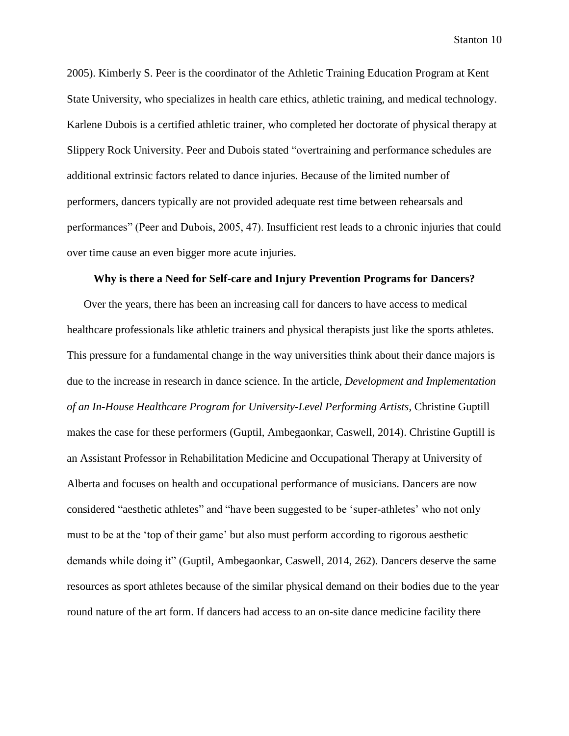2005). Kimberly S. Peer is the coordinator of the Athletic Training Education Program at Kent State University, who specializes in health care ethics, athletic training, and medical technology. Karlene Dubois is a certified athletic trainer, who completed her doctorate of physical therapy at Slippery Rock University. Peer and Dubois stated "overtraining and performance schedules are additional extrinsic factors related to dance injuries. Because of the limited number of performers, dancers typically are not provided adequate rest time between rehearsals and performances" (Peer and Dubois, 2005, 47). Insufficient rest leads to a chronic injuries that could over time cause an even bigger more acute injuries.

**Why is there a Need for Self-care and Injury Prevention Programs for Dancers?**

Over the years, there has been an increasing call for dancers to have access to medical healthcare professionals like athletic trainers and physical therapists just like the sports athletes. This pressure for a fundamental change in the way universities think about their dance majors is due to the increase in research in dance science. In the article, *Development and Implementation of an In-House Healthcare Program for University-Level Performing Artists*, Christine Guptill makes the case for these performers (Guptil, Ambegaonkar, Caswell, 2014). Christine Guptill is an Assistant Professor in Rehabilitation Medicine and Occupational Therapy at University of Alberta and focuses on health and occupational performance of musicians. Dancers are now considered "aesthetic athletes" and "have been suggested to be 'super-athletes' who not only must to be at the 'top of their game' but also must perform according to rigorous aesthetic demands while doing it" (Guptil, Ambegaonkar, Caswell, 2014, 262). Dancers deserve the same resources as sport athletes because of the similar physical demand on their bodies due to the year round nature of the art form. If dancers had access to an on-site dance medicine facility there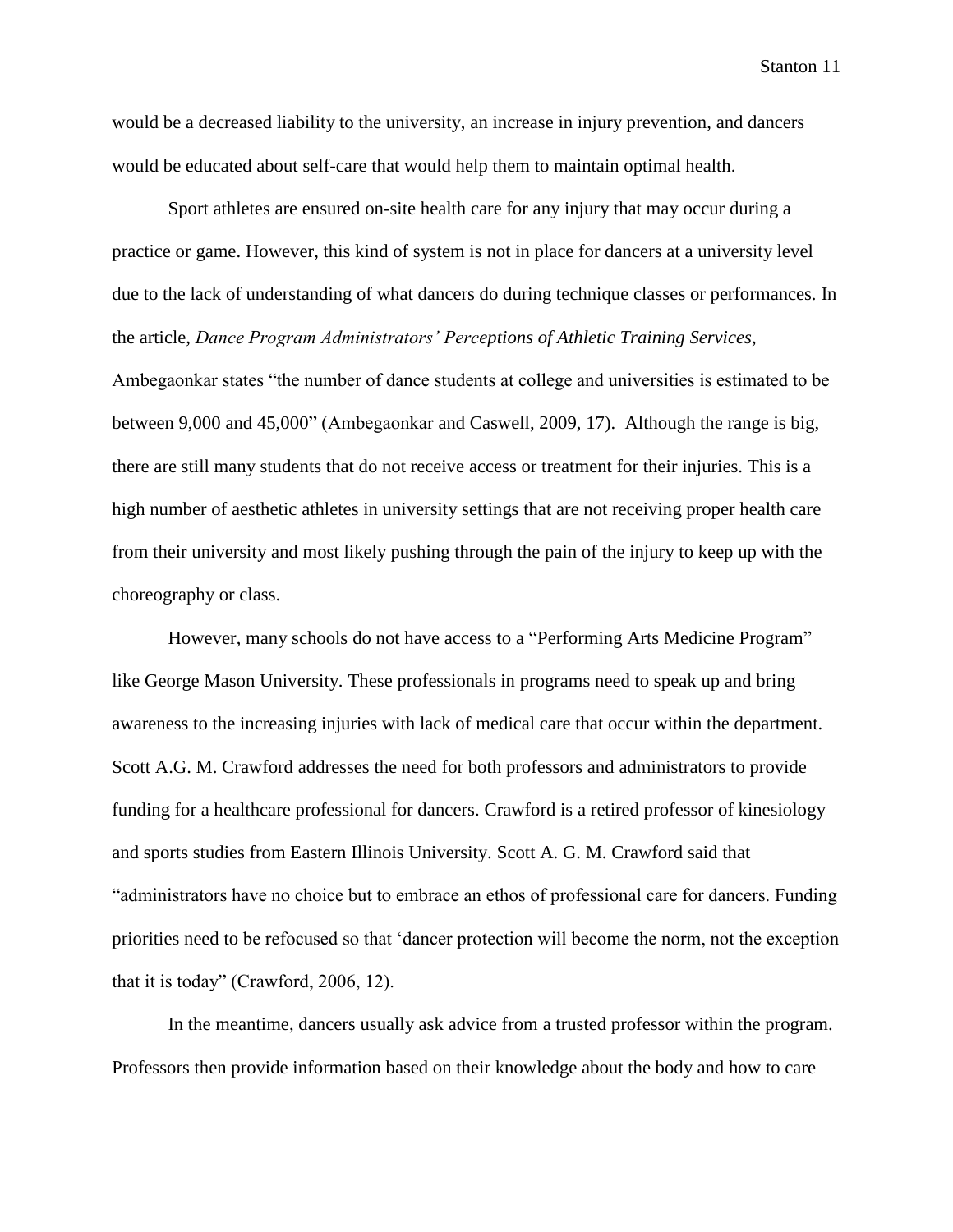would be a decreased liability to the university, an increase in injury prevention, and dancers would be educated about self-care that would help them to maintain optimal health.

Sport athletes are ensured on-site health care for any injury that may occur during a practice or game. However, this kind of system is not in place for dancers at a university level due to the lack of understanding of what dancers do during technique classes or performances. In the article, *Dance Program Administrators' Perceptions of Athletic Training Services*, Ambegaonkar states "the number of dance students at college and universities is estimated to be between 9,000 and 45,000" (Ambegaonkar and Caswell, 2009, 17). Although the range is big, there are still many students that do not receive access or treatment for their injuries. This is a high number of aesthetic athletes in university settings that are not receiving proper health care from their university and most likely pushing through the pain of the injury to keep up with the choreography or class.

However, many schools do not have access to a "Performing Arts Medicine Program" like George Mason University. These professionals in programs need to speak up and bring awareness to the increasing injuries with lack of medical care that occur within the department. Scott A.G. M. Crawford addresses the need for both professors and administrators to provide funding for a healthcare professional for dancers. Crawford is a retired professor of kinesiology and sports studies from Eastern Illinois University. Scott A. G. M. Crawford said that "administrators have no choice but to embrace an ethos of professional care for dancers. Funding priorities need to be refocused so that 'dancer protection will become the norm, not the exception that it is today" (Crawford, 2006, 12).

In the meantime, dancers usually ask advice from a trusted professor within the program. Professors then provide information based on their knowledge about the body and how to care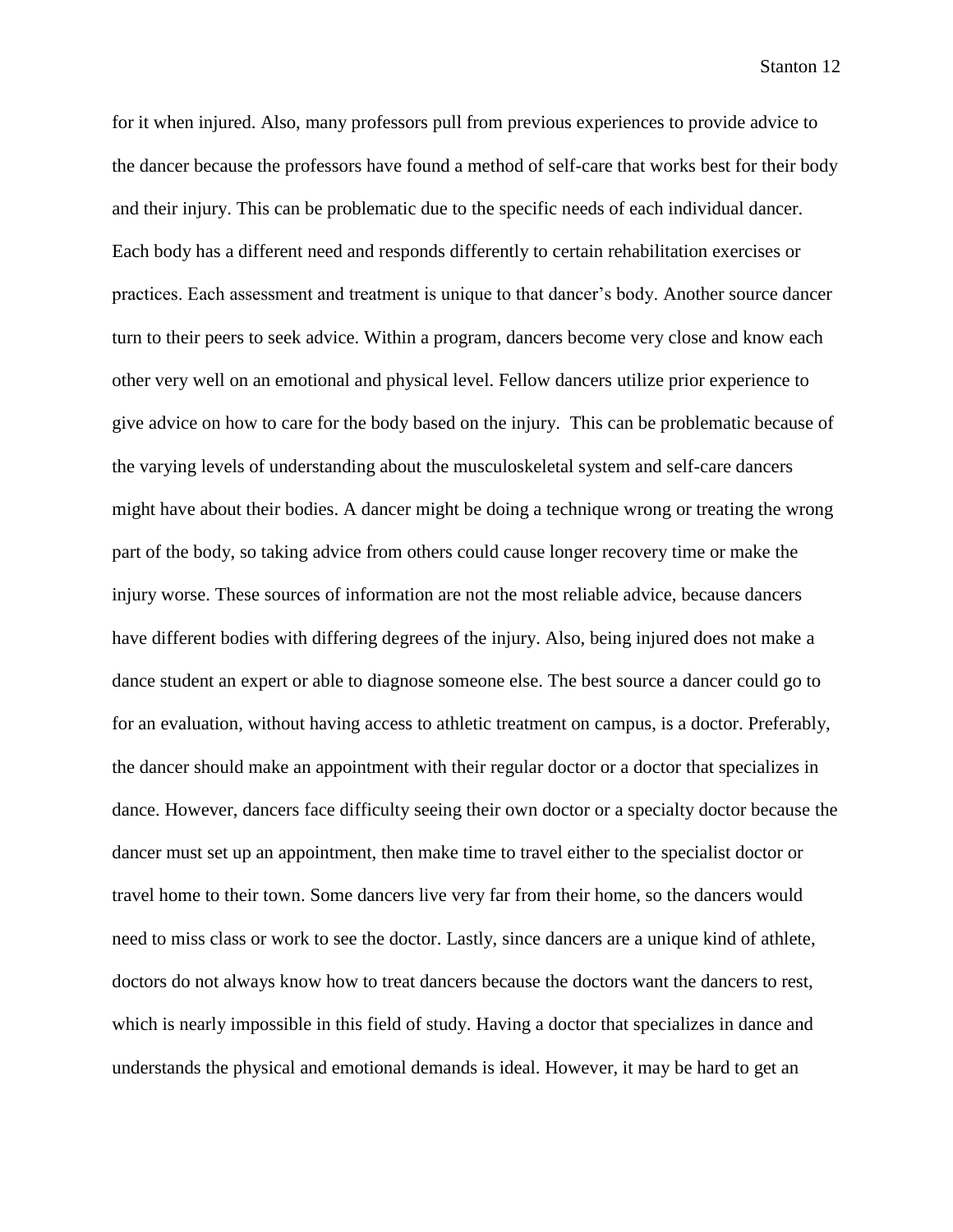for it when injured. Also, many professors pull from previous experiences to provide advice to the dancer because the professors have found a method of self-care that works best for their body and their injury. This can be problematic due to the specific needs of each individual dancer. Each body has a different need and responds differently to certain rehabilitation exercises or practices. Each assessment and treatment is unique to that dancer's body. Another source dancer turn to their peers to seek advice. Within a program, dancers become very close and know each other very well on an emotional and physical level. Fellow dancers utilize prior experience to give advice on how to care for the body based on the injury.  This can be problematic because of the varying levels of understanding about the musculoskeletal system and self-care dancers might have about their bodies. A dancer might be doing a technique wrong or treating the wrong part of the body, so taking advice from others could cause longer recovery time or make the injury worse. These sources of information are not the most reliable advice, because dancers have different bodies with differing degrees of the injury. Also, being injured does not make a dance student an expert or able to diagnose someone else. The best source a dancer could go to for an evaluation, without having access to athletic treatment on campus, is a doctor. Preferably, the dancer should make an appointment with their regular doctor or a doctor that specializes in dance. However, dancers face difficulty seeing their own doctor or a specialty doctor because the dancer must set up an appointment, then make time to travel either to the specialist doctor or travel home to their town. Some dancers live very far from their home, so the dancers would need to miss class or work to see the doctor. Lastly, since dancers are a unique kind of athlete, doctors do not always know how to treat dancers because the doctors want the dancers to rest, which is nearly impossible in this field of study. Having a doctor that specializes in dance and understands the physical and emotional demands is ideal. However, it may be hard to get an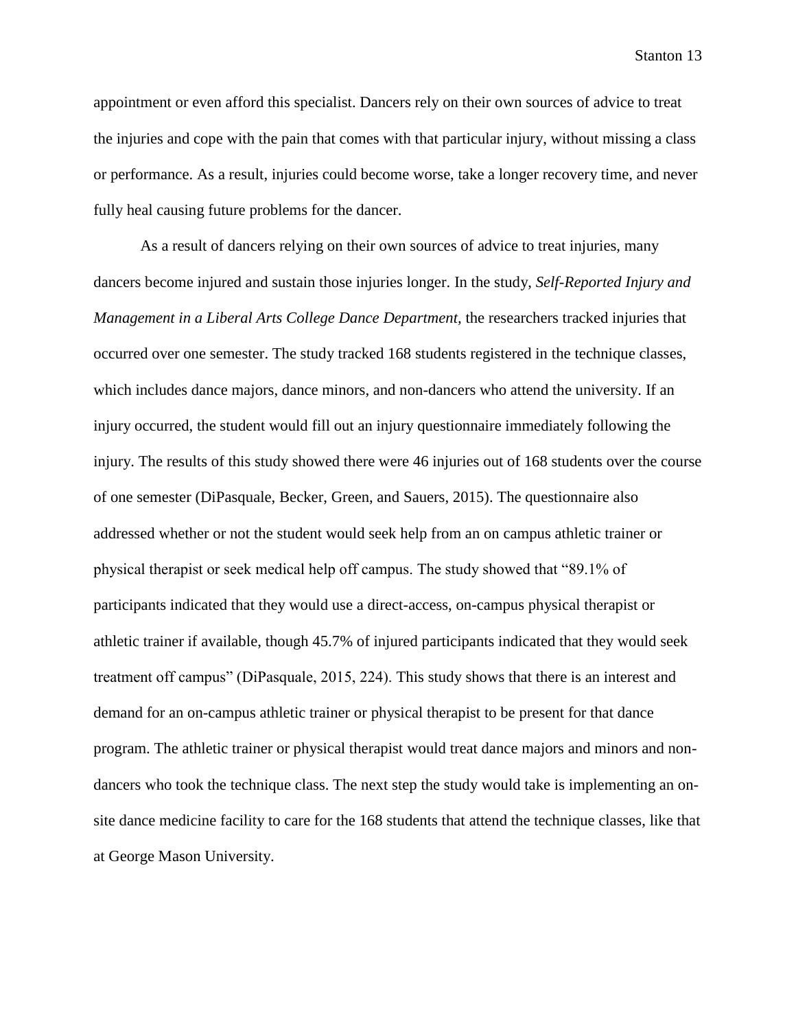appointment or even afford this specialist. Dancers rely on their own sources of advice to treat the injuries and cope with the pain that comes with that particular injury, without missing a class or performance. As a result, injuries could become worse, take a longer recovery time, and never fully heal causing future problems for the dancer.

As a result of dancers relying on their own sources of advice to treat injuries, many dancers become injured and sustain those injuries longer. In the study, *Self-Reported Injury and Management in a Liberal Arts College Dance Department*, the researchers tracked injuries that occurred over one semester. The study tracked 168 students registered in the technique classes, which includes dance majors, dance minors, and non-dancers who attend the university. If an injury occurred, the student would fill out an injury questionnaire immediately following the injury. The results of this study showed there were 46 injuries out of 168 students over the course of one semester (DiPasquale, Becker, Green, and Sauers, 2015). The questionnaire also addressed whether or not the student would seek help from an on campus athletic trainer or physical therapist or seek medical help off campus. The study showed that "89.1% of participants indicated that they would use a direct-access, on-campus physical therapist or athletic trainer if available, though 45.7% of injured participants indicated that they would seek treatment off campus" (DiPasquale, 2015, 224). This study shows that there is an interest and demand for an on-campus athletic trainer or physical therapist to be present for that dance program. The athletic trainer or physical therapist would treat dance majors and minors and non-dancers who took the technique class. The next step the study would take is implementing an on-site dance medicine facility to care for the 168 students that attend the technique classes, like that at George Mason University.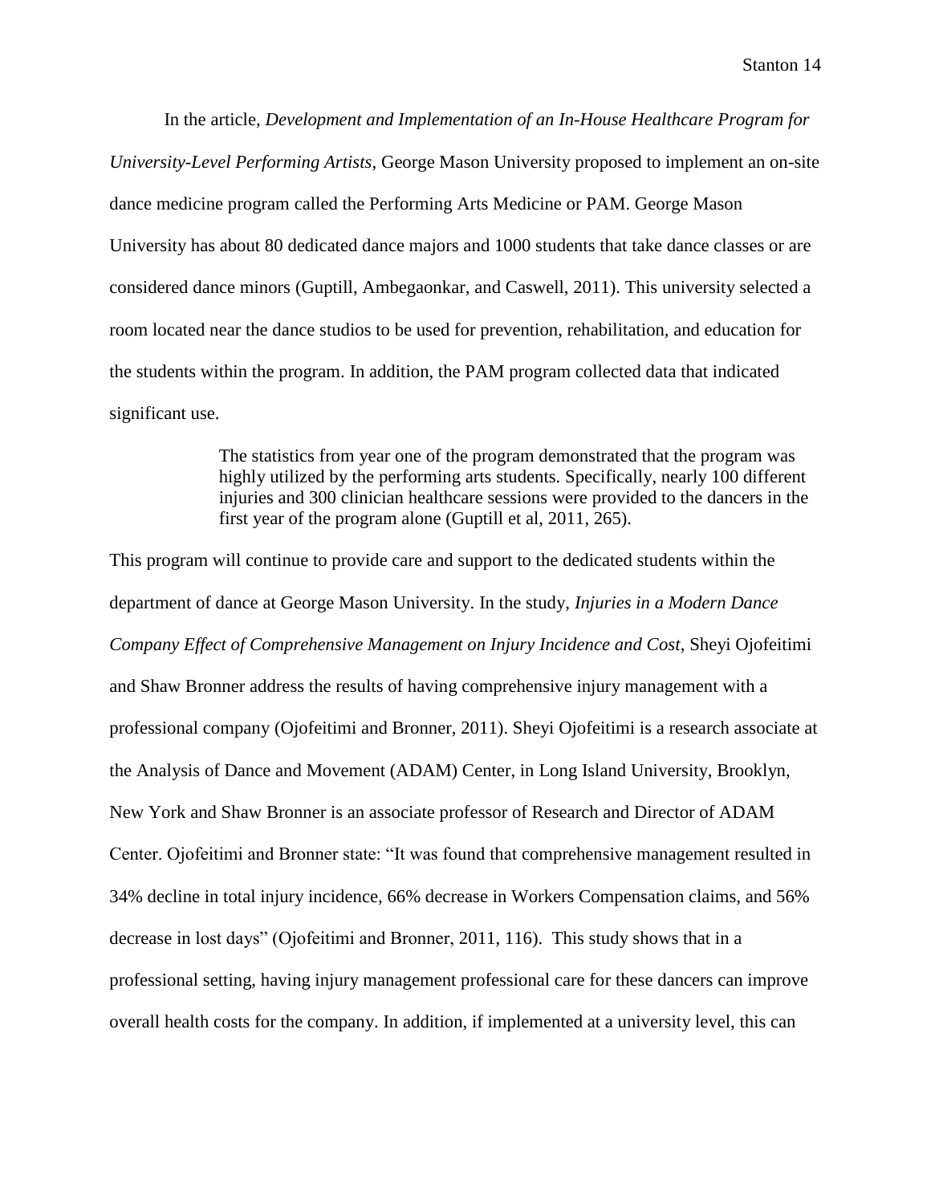In the article, *Development and Implementation of an In-House Healthcare Program for University-Level Performing Artists*, George Mason University proposed to implement an on-site dance medicine program called the Performing Arts Medicine or PAM. George Mason University has about 80 dedicated dance majors and 1000 students that take dance classes or are considered dance minors (Guptill, Ambegaonkar, and Caswell, 2011). This university selected a room located near the dance studios to be used for prevention, rehabilitation, and education for the students within the program. In addition, the PAM program collected data that indicated significant use.

> The statistics from year one of the program demonstrated that the program was highly utilized by the performing arts students. Specifically, nearly 100 different injuries and 300 clinician healthcare sessions were provided to the dancers in the first year of the program alone (Guptill et al, 2011, 265).

This program will continue to provide care and support to the dedicated students within the department of dance at George Mason University. In the study, *Injuries in a Modern Dance Company Effect of Comprehensive Management on Injury Incidence and Cost*, Sheyi Ojofeitimi and Shaw Bronner address the results of having comprehensive injury management with a professional company (Ojofeitimi and Bronner, 2011). Sheyi Ojofeitimi is a research associate at the Analysis of Dance and Movement (ADAM) Center, in Long Island University, Brooklyn, New York and Shaw Bronner is an associate professor of Research and Director of ADAM Center. Ojofeitimi and Bronner state: "It was found that comprehensive management resulted in 34% decline in total injury incidence, 66% decrease in Workers Compensation claims, and 56% decrease in lost days" (Ojofeitimi and Bronner, 2011, 116). This study shows that in a professional setting, having injury management professional care for these dancers can improve overall health costs for the company. In addition, if implemented at a university level, this can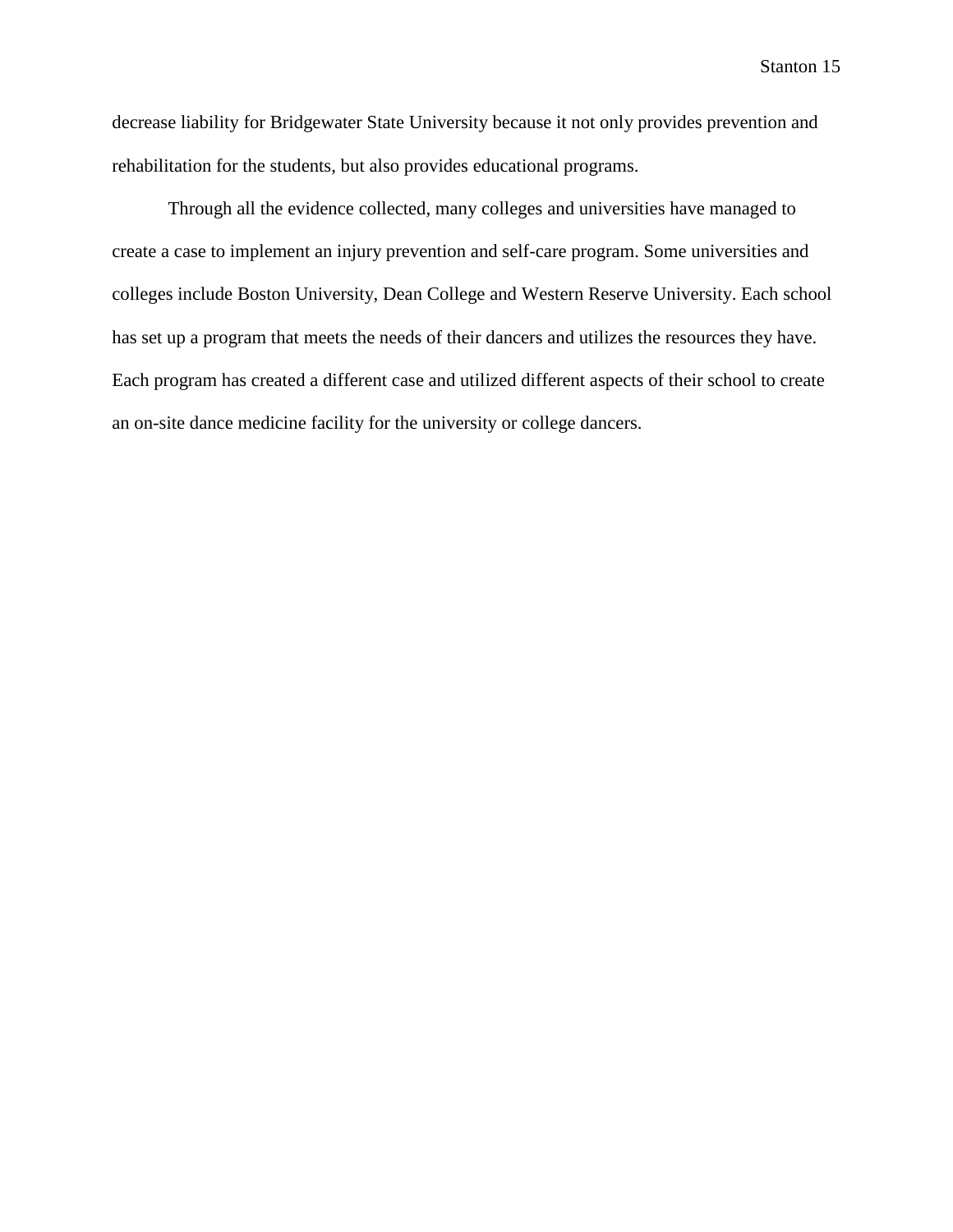decrease liability for Bridgewater State University because it not only provides prevention and rehabilitation for the students, but also provides educational programs.

Through all the evidence collected, many colleges and universities have managed to create a case to implement an injury prevention and self-care program. Some universities and colleges include Boston University, Dean College and Western Reserve University. Each school has set up a program that meets the needs of their dancers and utilizes the resources they have. Each program has created a different case and utilized different aspects of their school to create an on-site dance medicine facility for the university or college dancers.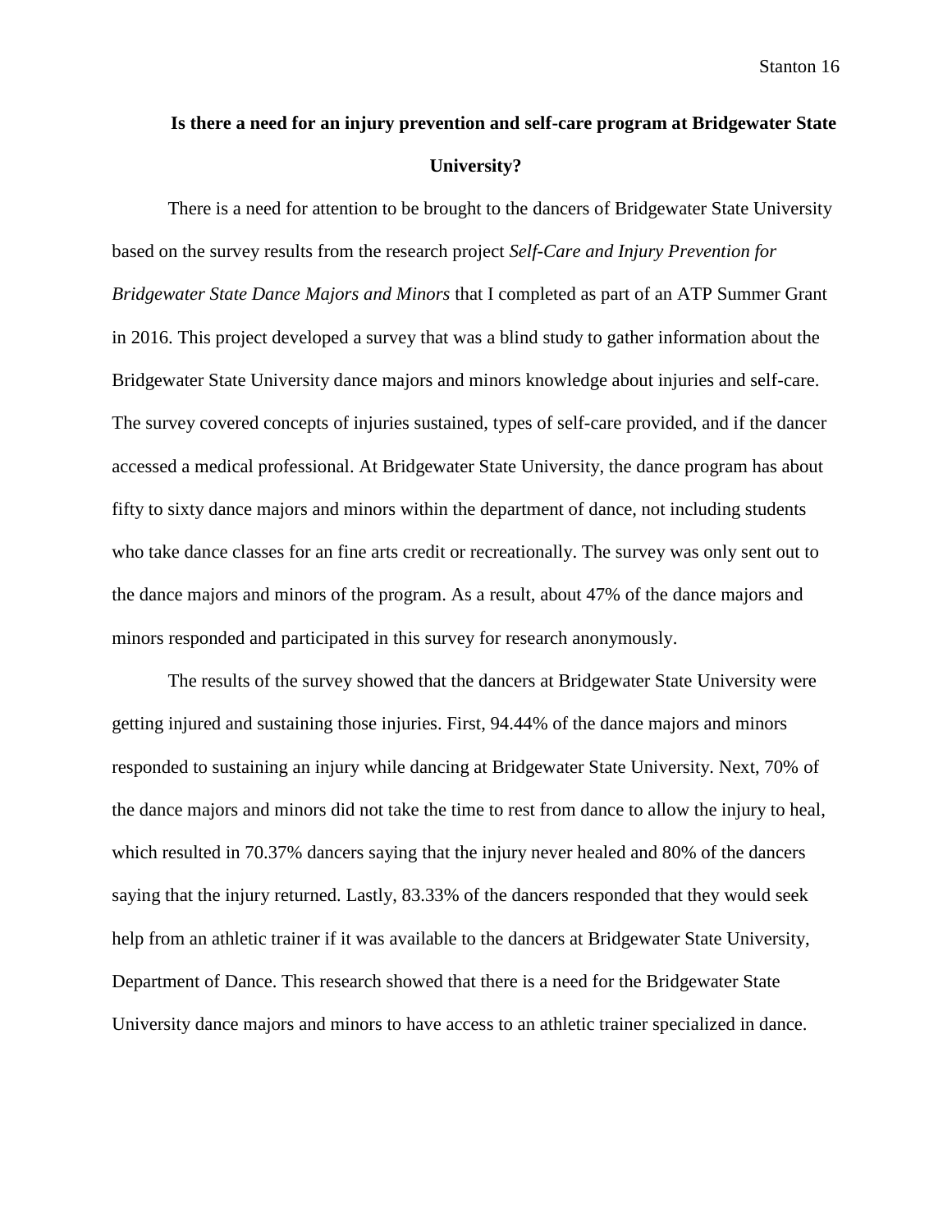## Is there a need for an injury prevention and self-care program at Bridgewater State University?

There is a need for attention to be brought to the dancers of Bridgewater State University based on the survey results from the research project *Self-Care and Injury Prevention for Bridgewater State Dance Majors and Minors* that I completed as part of an ATP Summer Grant in 2016. This project developed a survey that was a blind study to gather information about the Bridgewater State University dance majors and minors knowledge about injuries and self-care. The survey covered concepts of injuries sustained, types of self-care provided, and if the dancer accessed a medical professional. At Bridgewater State University, the dance program has about fifty to sixty dance majors and minors within the department of dance, not including students who take dance classes for an fine arts credit or recreationally. The survey was only sent out to the dance majors and minors of the program. As a result, about 47% of the dance majors and minors responded and participated in this survey for research anonymously.

The results of the survey showed that the dancers at Bridgewater State University were getting injured and sustaining those injuries. First, 94.44% of the dance majors and minors responded to sustaining an injury while dancing at Bridgewater State University. Next, 70% of the dance majors and minors did not take the time to rest from dance to allow the injury to heal, which resulted in 70.37% dancers saying that the injury never healed and 80% of the dancers saying that the injury returned. Lastly, 83.33% of the dancers responded that they would seek help from an athletic trainer if it was available to the dancers at Bridgewater State University, Department of Dance. This research showed that there is a need for the Bridgewater State University dance majors and minors to have access to an athletic trainer specialized in dance.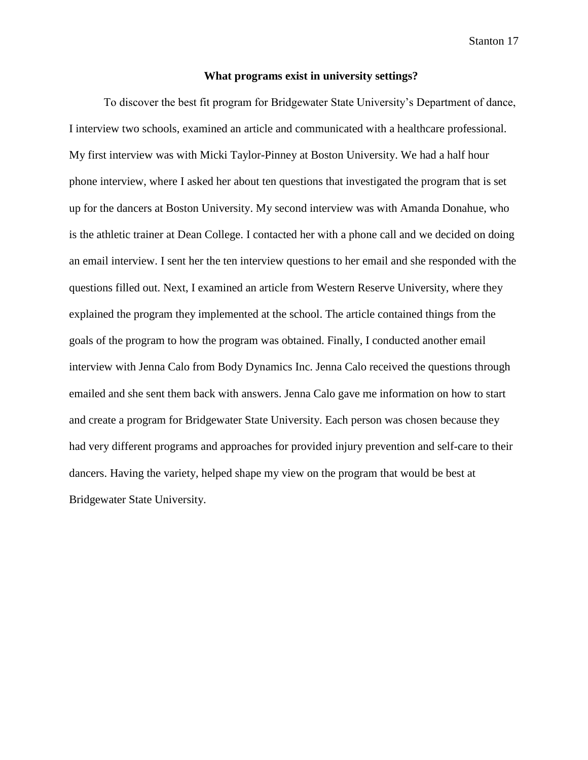## What programs exist in university settings?

To discover the best fit program for Bridgewater State University's Department of dance, I interview two schools, examined an article and communicated with a healthcare professional. My first interview was with Micki Taylor-Pinney at Boston University. We had a half hour phone interview, where I asked her about ten questions that investigated the program that is set up for the dancers at Boston University. My second interview was with Amanda Donahue, who is the athletic trainer at Dean College. I contacted her with a phone call and we decided on doing an email interview. I sent her the ten interview questions to her email and she responded with the questions filled out. Next, I examined an article from Western Reserve University, where they explained the program they implemented at the school. The article contained things from the goals of the program to how the program was obtained. Finally, I conducted another email interview with Jenna Calo from Body Dynamics Inc. Jenna Calo received the questions through emailed and she sent them back with answers. Jenna Calo gave me information on how to start and create a program for Bridgewater State University. Each person was chosen because they had very different programs and approaches for provided injury prevention and self-care to their dancers. Having the variety, helped shape my view on the program that would be best at Bridgewater State University.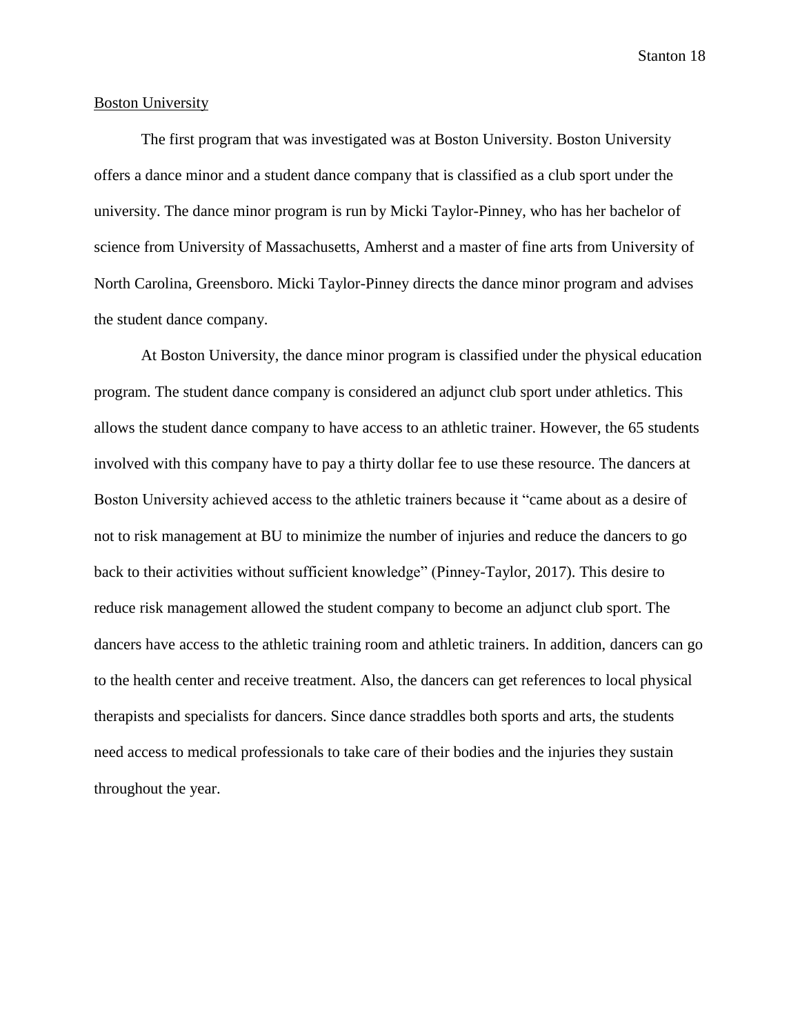Boston University

The first program that was investigated was at Boston University. Boston University offers a dance minor and a student dance company that is classified as a club sport under the university. The dance minor program is run by Micki Taylor-Pinney, who has her bachelor of science from University of Massachusetts, Amherst and a master of fine arts from University of North Carolina, Greensboro. Micki Taylor-Pinney directs the dance minor program and advises the student dance company.

At Boston University, the dance minor program is classified under the physical education program. The student dance company is considered an adjunct club sport under athletics. This allows the student dance company to have access to an athletic trainer. However, the 65 students involved with this company have to pay a thirty dollar fee to use these resource. The dancers at Boston University achieved access to the athletic trainers because it "came about as a desire of not to risk management at BU to minimize the number of injuries and reduce the dancers to go back to their activities without sufficient knowledge" (Pinney-Taylor, 2017). This desire to reduce risk management allowed the student company to become an adjunct club sport. The dancers have access to the athletic training room and athletic trainers. In addition, dancers can go to the health center and receive treatment. Also, the dancers can get references to local physical therapists and specialists for dancers. Since dance straddles both sports and arts, the students need access to medical professionals to take care of their bodies and the injuries they sustain throughout the year.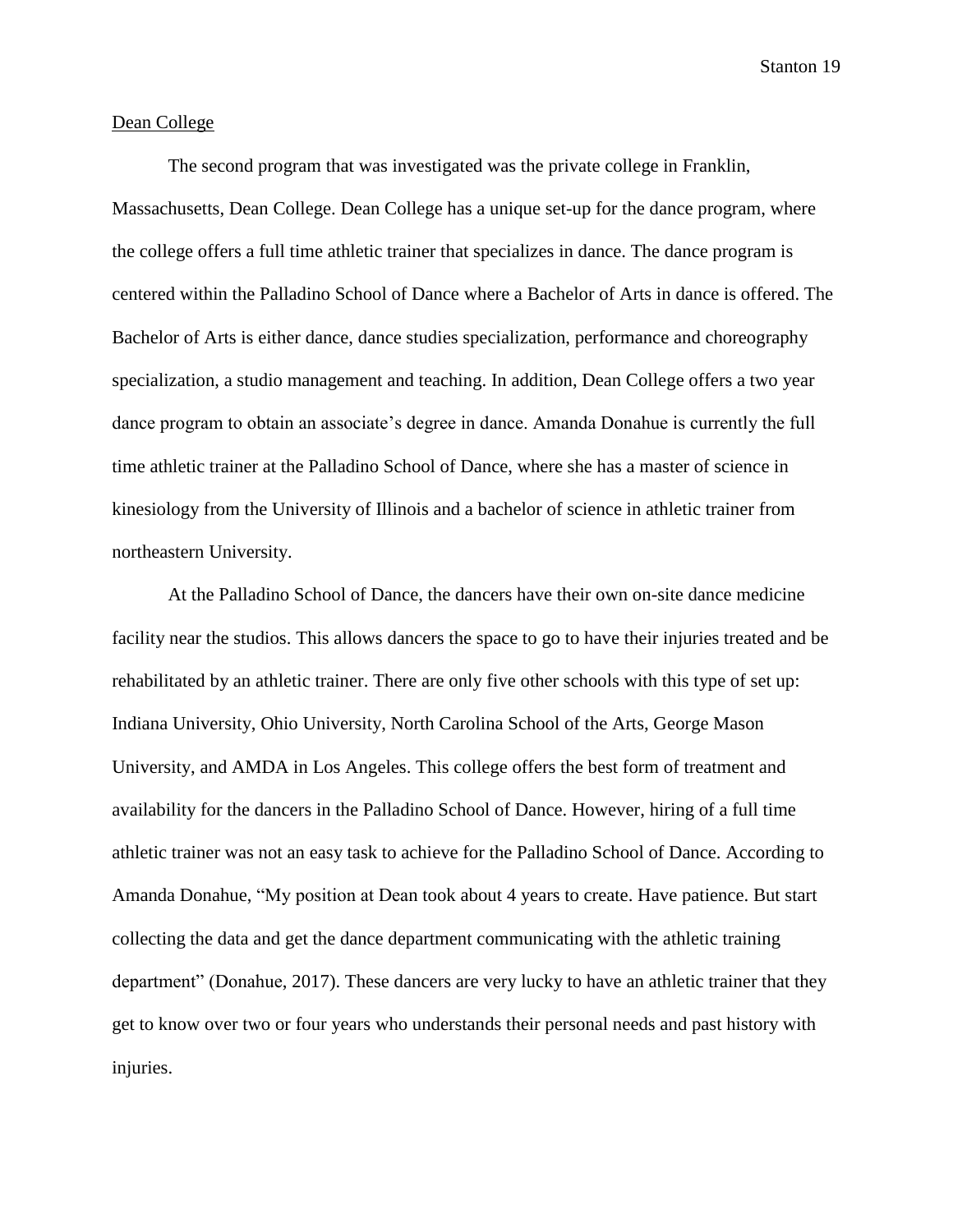Dean College

The second program that was investigated was the private college in Franklin, Massachusetts, Dean College. Dean College has a unique set-up for the dance program, where the college offers a full time athletic trainer that specializes in dance. The dance program is centered within the Palladino School of Dance where a Bachelor of Arts in dance is offered. The Bachelor of Arts is either dance, dance studies specialization, performance and choreography specialization, a studio management and teaching. In addition, Dean College offers a two year dance program to obtain an associate's degree in dance. Amanda Donahue is currently the full time athletic trainer at the Palladino School of Dance, where she has a master of science in kinesiology from the University of Illinois and a bachelor of science in athletic trainer from northeastern University.

At the Palladino School of Dance, the dancers have their own on-site dance medicine facility near the studios. This allows dancers the space to go to have their injuries treated and be rehabilitated by an athletic trainer. There are only five other schools with this type of set up: Indiana University, Ohio University, North Carolina School of the Arts, George Mason University, and AMDA in Los Angeles. This college offers the best form of treatment and availability for the dancers in the Palladino School of Dance. However, hiring of a full time athletic trainer was not an easy task to achieve for the Palladino School of Dance. According to Amanda Donahue, "My position at Dean took about 4 years to create. Have patience. But start collecting the data and get the dance department communicating with the athletic training department" (Donahue, 2017). These dancers are very lucky to have an athletic trainer that they get to know over two or four years who understands their personal needs and past history with injuries.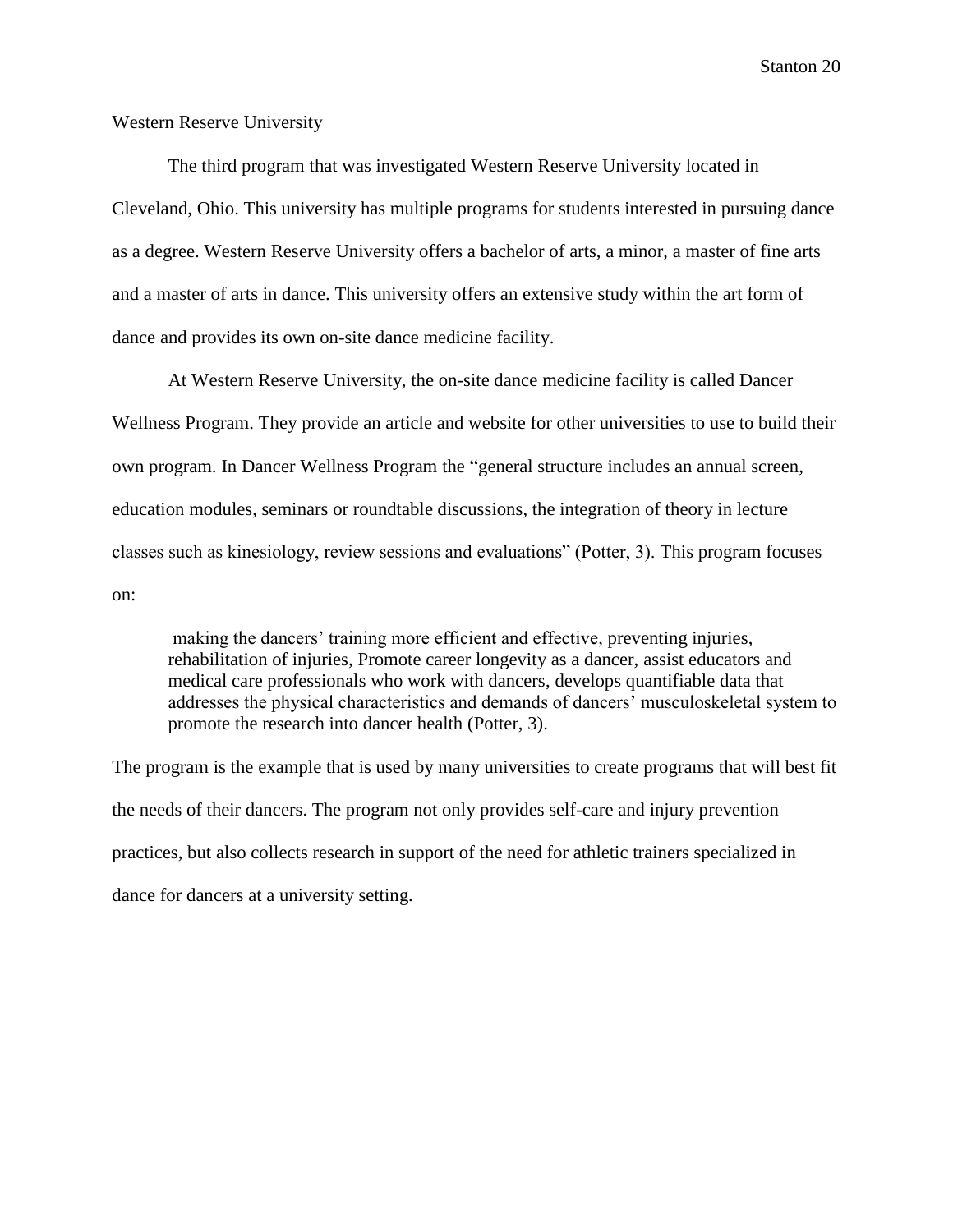Western Reserve University

The third program that was investigated Western Reserve University located in Cleveland, Ohio. This university has multiple programs for students interested in pursuing dance as a degree. Western Reserve University offers a bachelor of arts, a minor, a master of fine arts and a master of arts in dance. This university offers an extensive study within the art form of dance and provides its own on-site dance medicine facility.

At Western Reserve University, the on-site dance medicine facility is called Dancer Wellness Program. They provide an article and website for other universities to use to build their own program. In Dancer Wellness Program the "general structure includes an annual screen, education modules, seminars or roundtable discussions, the integration of theory in lecture classes such as kinesiology, review sessions and evaluations" (Potter, 3). This program focuses on:

> making the dancers' training more efficient and effective, preventing injuries, rehabilitation of injuries, Promote career longevity as a dancer, assist educators and medical care professionals who work with dancers, develops quantifiable data that addresses the physical characteristics and demands of dancers' musculoskeletal system to promote the research into dancer health (Potter, 3).

The program is the example that is used by many universities to create programs that will best fit the needs of their dancers. The program not only provides self-care and injury prevention practices, but also collects research in support of the need for athletic trainers specialized in dance for dancers at a university setting.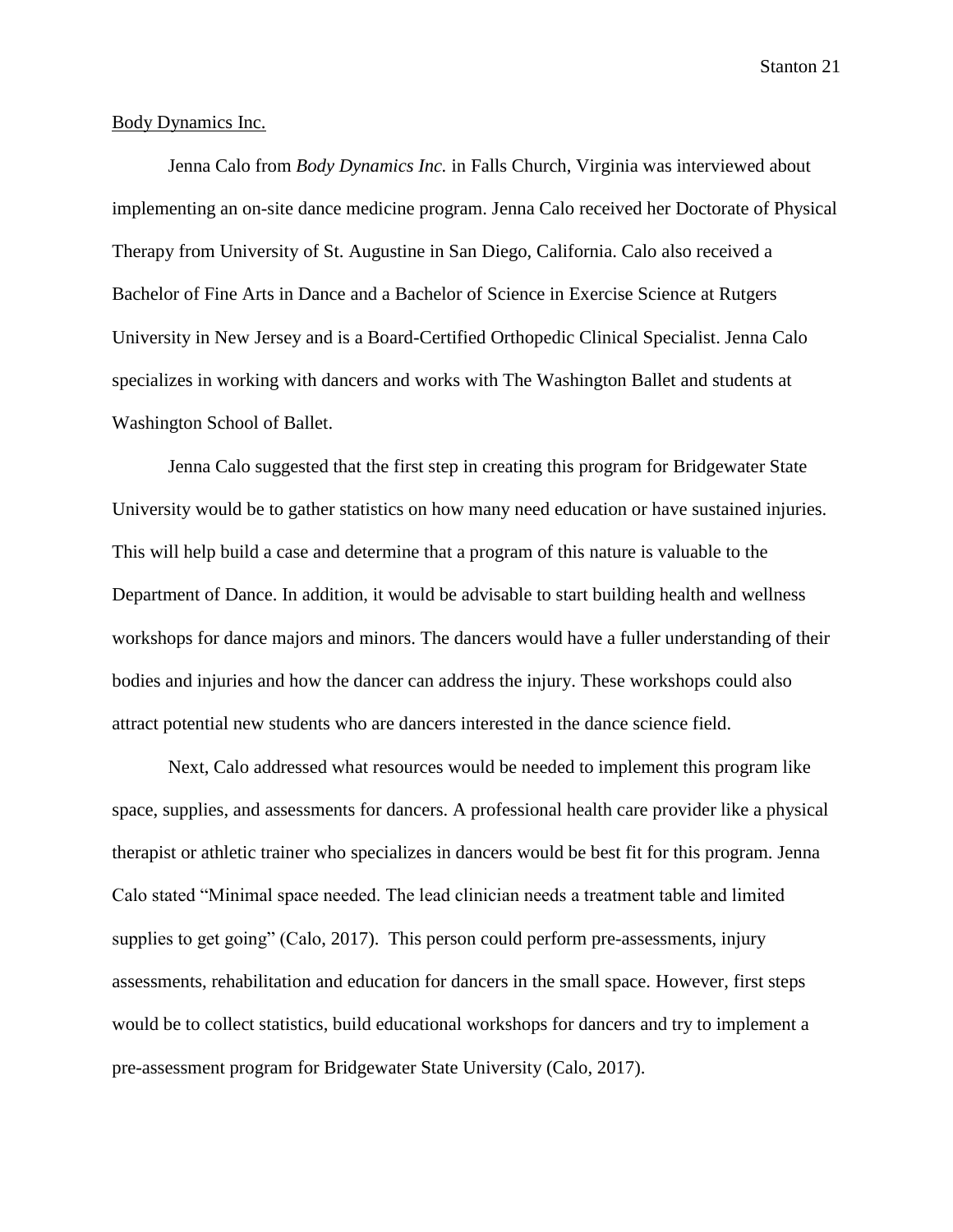Body Dynamics Inc.

Jenna Calo from *Body Dynamics Inc.* in Falls Church, Virginia was interviewed about implementing an on-site dance medicine program. Jenna Calo received her Doctorate of Physical Therapy from University of St. Augustine in San Diego, California. Calo also received a Bachelor of Fine Arts in Dance and a Bachelor of Science in Exercise Science at Rutgers University in New Jersey and is a Board-Certified Orthopedic Clinical Specialist. Jenna Calo specializes in working with dancers and works with The Washington Ballet and students at Washington School of Ballet.

Jenna Calo suggested that the first step in creating this program for Bridgewater State University would be to gather statistics on how many need education or have sustained injuries. This will help build a case and determine that a program of this nature is valuable to the Department of Dance. In addition, it would be advisable to start building health and wellness workshops for dance majors and minors. The dancers would have a fuller understanding of their bodies and injuries and how the dancer can address the injury. These workshops could also attract potential new students who are dancers interested in the dance science field.

Next, Calo addressed what resources would be needed to implement this program like space, supplies, and assessments for dancers. A professional health care provider like a physical therapist or athletic trainer who specializes in dancers would be best fit for this program. Jenna Calo stated "Minimal space needed. The lead clinician needs a treatment table and limited supplies to get going" (Calo, 2017). This person could perform pre-assessments, injury assessments, rehabilitation and education for dancers in the small space. However, first steps would be to collect statistics, build educational workshops for dancers and try to implement a pre-assessment program for Bridgewater State University (Calo, 2017).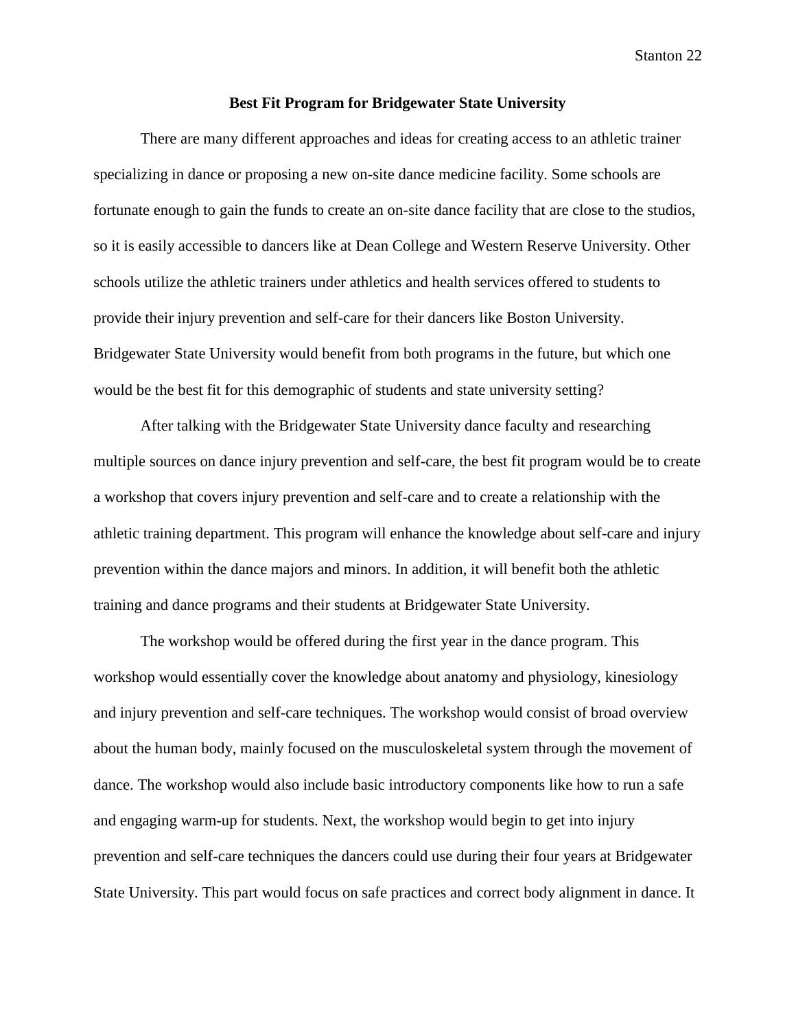## Best Fit Program for Bridgewater State University

There are many different approaches and ideas for creating access to an athletic trainer specializing in dance or proposing a new on-site dance medicine facility. Some schools are fortunate enough to gain the funds to create an on-site dance facility that are close to the studios, so it is easily accessible to dancers like at Dean College and Western Reserve University. Other schools utilize the athletic trainers under athletics and health services offered to students to provide their injury prevention and self-care for their dancers like Boston University. Bridgewater State University would benefit from both programs in the future, but which one would be the best fit for this demographic of students and state university setting?

After talking with the Bridgewater State University dance faculty and researching multiple sources on dance injury prevention and self-care, the best fit program would be to create a workshop that covers injury prevention and self-care and to create a relationship with the athletic training department. This program will enhance the knowledge about self-care and injury prevention within the dance majors and minors. In addition, it will benefit both the athletic training and dance programs and their students at Bridgewater State University.

The workshop would be offered during the first year in the dance program. This workshop would essentially cover the knowledge about anatomy and physiology, kinesiology and injury prevention and self-care techniques. The workshop would consist of broad overview about the human body, mainly focused on the musculoskeletal system through the movement of dance. The workshop would also include basic introductory components like how to run a safe and engaging warm-up for students. Next, the workshop would begin to get into injury prevention and self-care techniques the dancers could use during their four years at Bridgewater State University. This part would focus on safe practices and correct body alignment in dance. It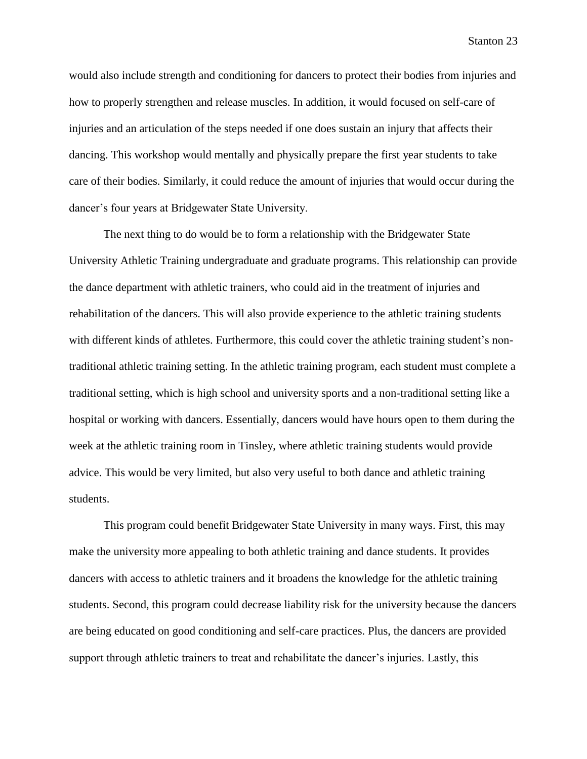would also include strength and conditioning for dancers to protect their bodies from injuries and how to properly strengthen and release muscles. In addition, it would focused on self-care of injuries and an articulation of the steps needed if one does sustain an injury that affects their dancing. This workshop would mentally and physically prepare the first year students to take care of their bodies. Similarly, it could reduce the amount of injuries that would occur during the dancer's four years at Bridgewater State University.

The next thing to do would be to form a relationship with the Bridgewater State University Athletic Training undergraduate and graduate programs. This relationship can provide the dance department with athletic trainers, who could aid in the treatment of injuries and rehabilitation of the dancers. This will also provide experience to the athletic training students with different kinds of athletes. Furthermore, this could cover the athletic training student's non-traditional athletic training setting. In the athletic training program, each student must complete a traditional setting, which is high school and university sports and a non-traditional setting like a hospital or working with dancers. Essentially, dancers would have hours open to them during the week at the athletic training room in Tinsley, where athletic training students would provide advice. This would be very limited, but also very useful to both dance and athletic training students.

This program could benefit Bridgewater State University in many ways. First, this may make the university more appealing to both athletic training and dance students. It provides dancers with access to athletic trainers and it broadens the knowledge for the athletic training students. Second, this program could decrease liability risk for the university because the dancers are being educated on good conditioning and self-care practices. Plus, the dancers are provided support through athletic trainers to treat and rehabilitate the dancer's injuries. Lastly, this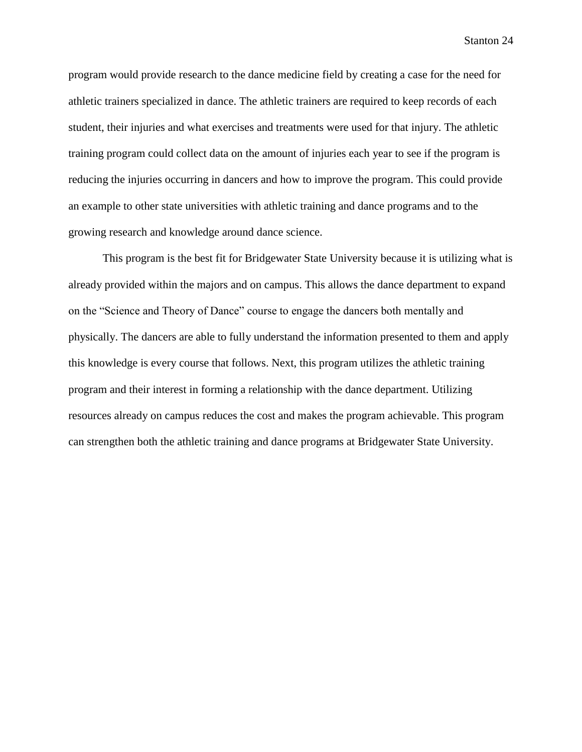program would provide research to the dance medicine field by creating a case for the need for athletic trainers specialized in dance. The athletic trainers are required to keep records of each student, their injuries and what exercises and treatments were used for that injury. The athletic training program could collect data on the amount of injuries each year to see if the program is reducing the injuries occurring in dancers and how to improve the program. This could provide an example to other state universities with athletic training and dance programs and to the growing research and knowledge around dance science.

This program is the best fit for Bridgewater State University because it is utilizing what is already provided within the majors and on campus. This allows the dance department to expand on the "Science and Theory of Dance" course to engage the dancers both mentally and physically. The dancers are able to fully understand the information presented to them and apply this knowledge is every course that follows. Next, this program utilizes the athletic training program and their interest in forming a relationship with the dance department. Utilizing resources already on campus reduces the cost and makes the program achievable. This program can strengthen both the athletic training and dance programs at Bridgewater State University.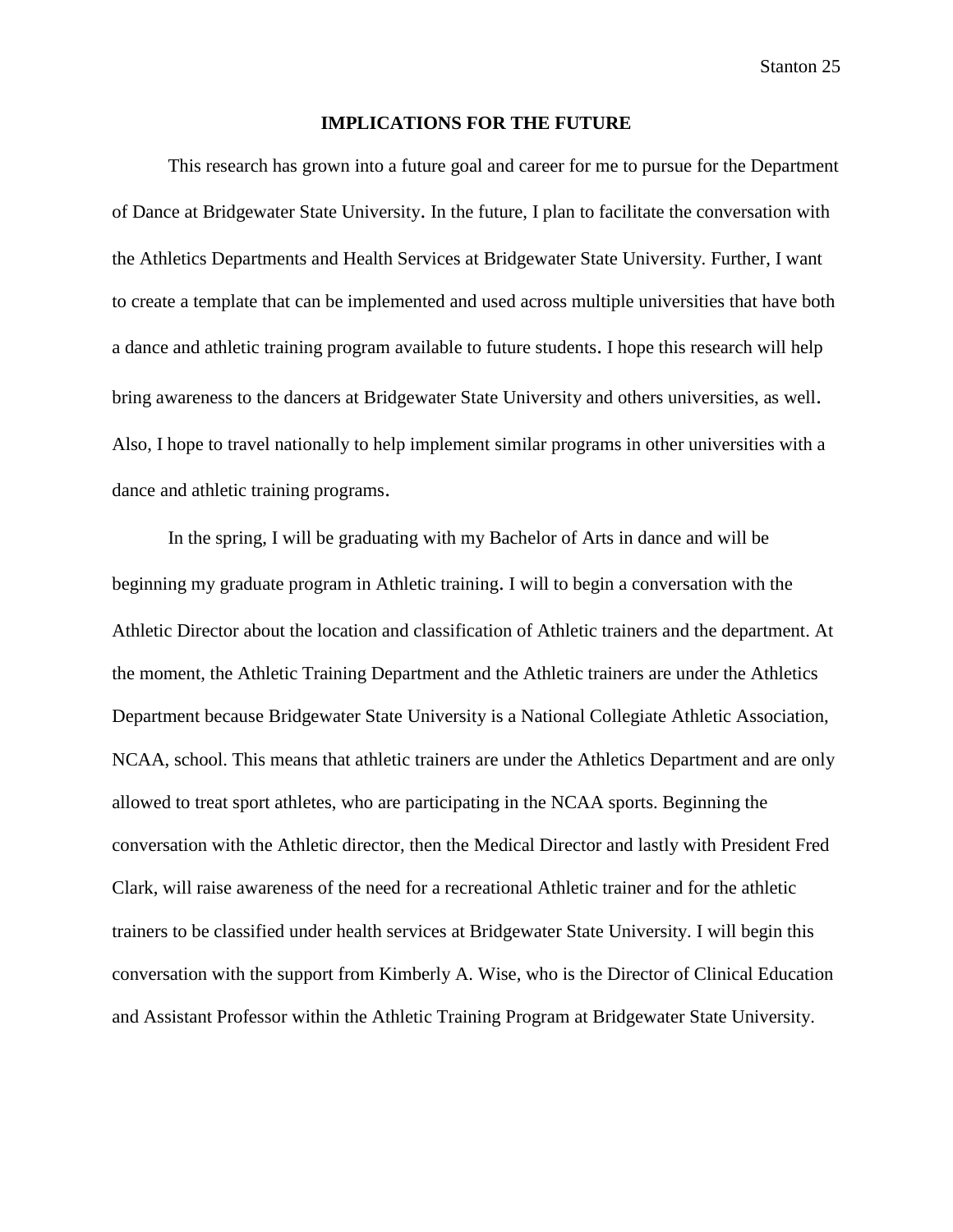## IMPLICATIONS FOR THE FUTURE

This research has grown into a future goal and career for me to pursue for the Department of Dance at Bridgewater State University. In the future, I plan to facilitate the conversation with the Athletics Departments and Health Services at Bridgewater State University. Further, I want to create a template that can be implemented and used across multiple universities that have both a dance and athletic training program available to future students. I hope this research will help bring awareness to the dancers at Bridgewater State University and others universities, as well. Also, I hope to travel nationally to help implement similar programs in other universities with a dance and athletic training programs.

In the spring, I will be graduating with my Bachelor of Arts in dance and will be beginning my graduate program in Athletic training. I will to begin a conversation with the Athletic Director about the location and classification of Athletic trainers and the department. At the moment, the Athletic Training Department and the Athletic trainers are under the Athletics Department because Bridgewater State University is a National Collegiate Athletic Association, NCAA, school. This means that athletic trainers are under the Athletics Department and are only allowed to treat sport athletes, who are participating in the NCAA sports. Beginning the conversation with the Athletic director, then the Medical Director and lastly with President Fred Clark, will raise awareness of the need for a recreational Athletic trainer and for the athletic trainers to be classified under health services at Bridgewater State University. I will begin this conversation with the support from Kimberly A. Wise, who is the Director of Clinical Education and Assistant Professor within the Athletic Training Program at Bridgewater State University.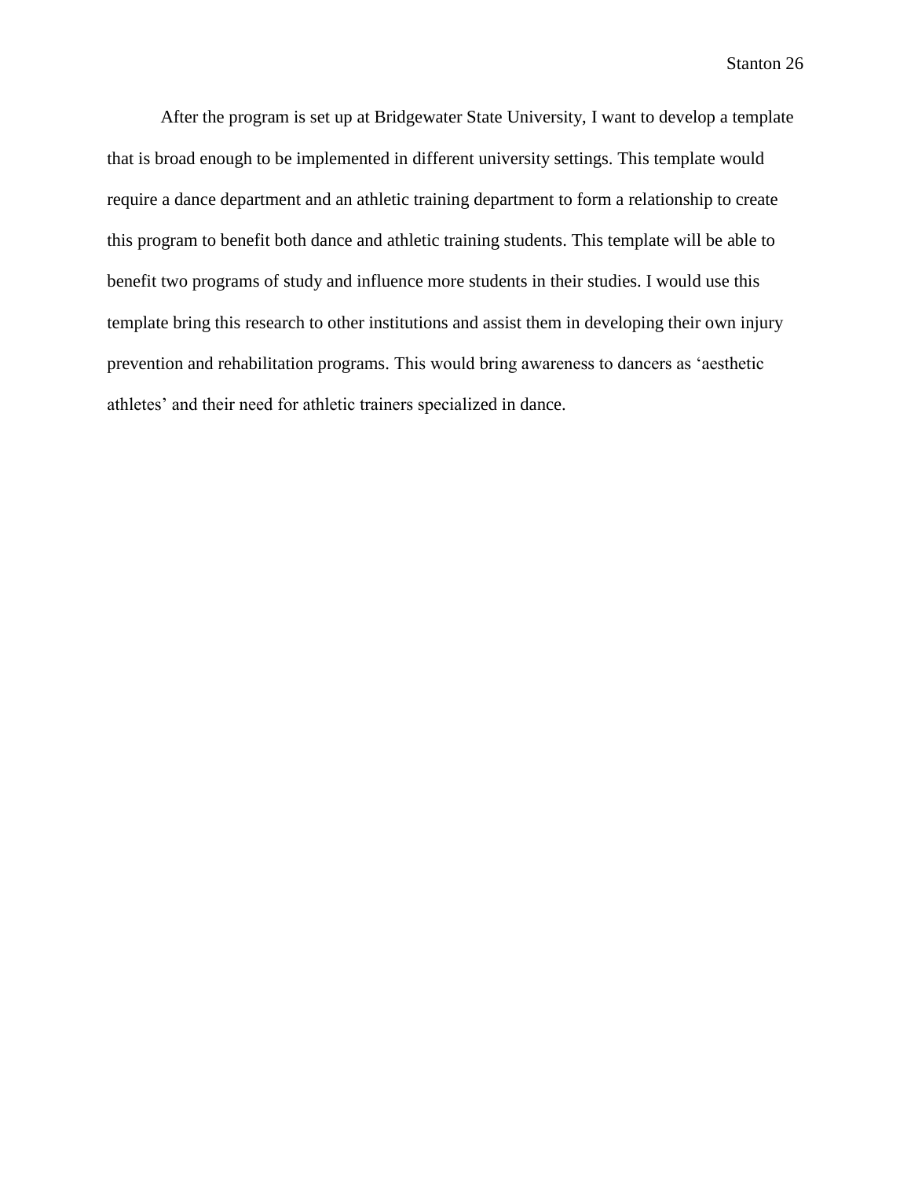After the program is set up at Bridgewater State University, I want to develop a template that is broad enough to be implemented in different university settings. This template would require a dance department and an athletic training department to form a relationship to create this program to benefit both dance and athletic training students. This template will be able to benefit two programs of study and influence more students in their studies. I would use this template bring this research to other institutions and assist them in developing their own injury prevention and rehabilitation programs. This would bring awareness to dancers as 'aesthetic athletes' and their need for athletic trainers specialized in dance.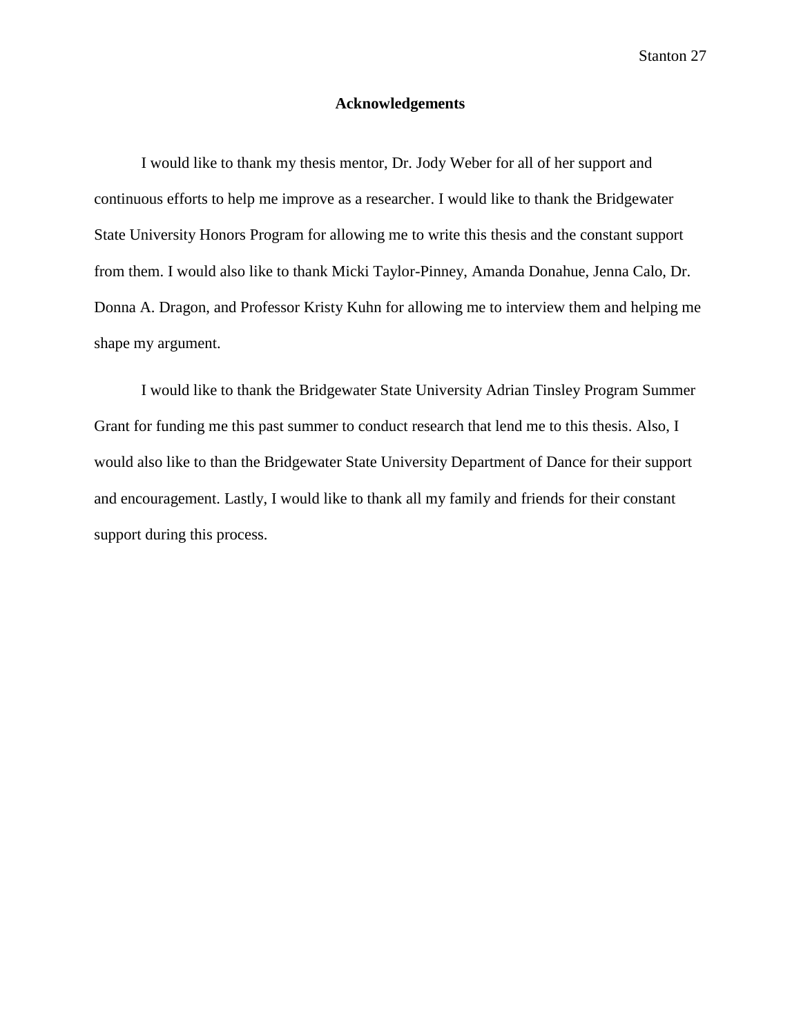## Acknowledgements

I would like to thank my thesis mentor, Dr. Jody Weber for all of her support and continuous efforts to help me improve as a researcher. I would like to thank the Bridgewater State University Honors Program for allowing me to write this thesis and the constant support from them. I would also like to thank Micki Taylor-Pinney, Amanda Donahue, Jenna Calo, Dr. Donna A. Dragon, and Professor Kristy Kuhn for allowing me to interview them and helping me shape my argument.

I would like to thank the Bridgewater State University Adrian Tinsley Program Summer Grant for funding me this past summer to conduct research that lend me to this thesis. Also, I would also like to than the Bridgewater State University Department of Dance for their support and encouragement. Lastly, I would like to thank all my family and friends for their constant support during this process.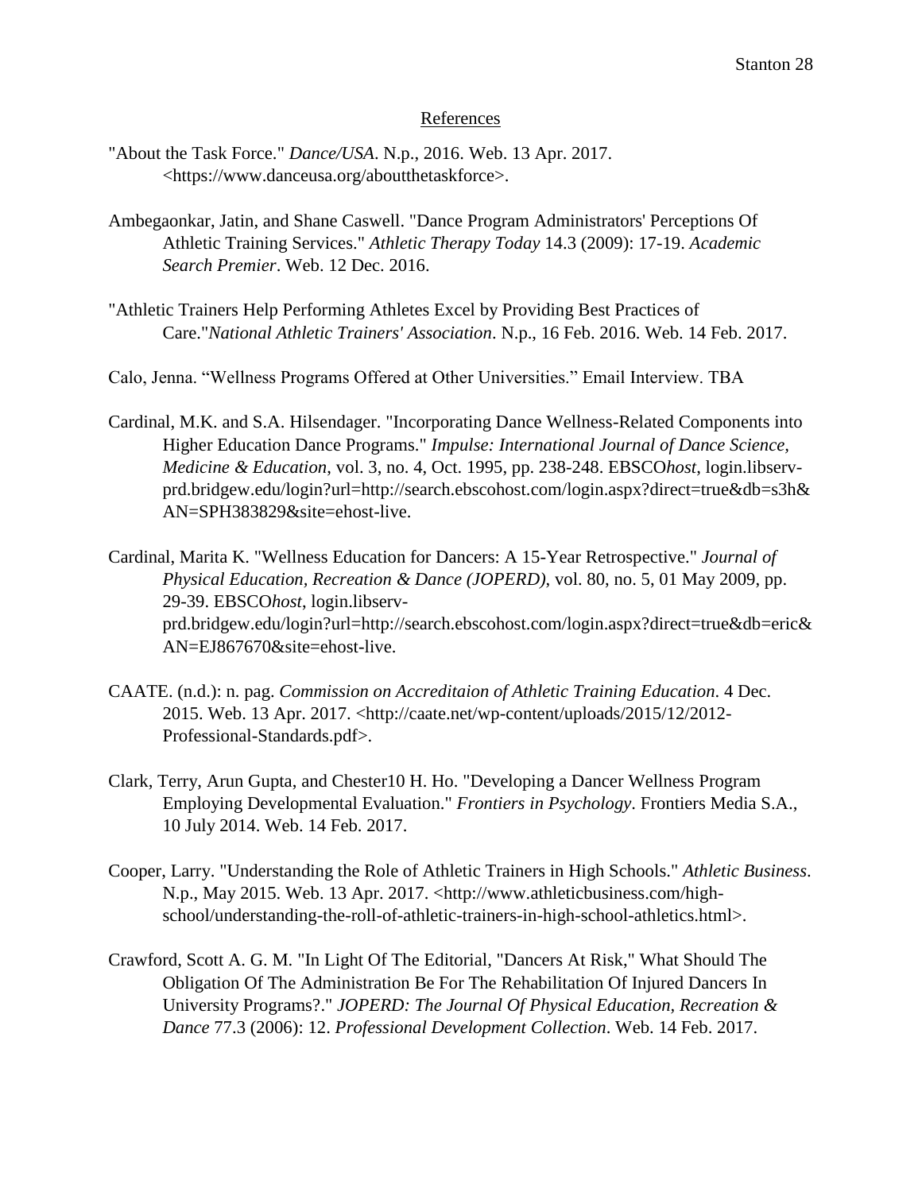## References

"About the Task Force." *Dance/USA*. N.p., 2016. Web. 13 Apr. 2017. <https://www.danceusa.org/aboutthetaskforce>.

Ambegaonkar, Jatin, and Shane Caswell. "Dance Program Administrators' Perceptions Of Athletic Training Services." *Athletic Therapy Today* 14.3 (2009): 17-19. *Academic Search Premier*. Web. 12 Dec. 2016.

"Athletic Trainers Help Performing Athletes Excel by Providing Best Practices of Care."*National Athletic Trainers' Association*. N.p., 16 Feb. 2016. Web. 14 Feb. 2017.

Calo, Jenna. "Wellness Programs Offered at Other Universities." Email Interview. TBA

Cardinal, M.K. and S.A. Hilsendager. "Incorporating Dance Wellness-Related Components into Higher Education Dance Programs." *Impulse: International Journal of Dance Science, Medicine & Education*, vol. 3, no. 4, Oct. 1995, pp. 238-248. EBSCO*host*, login.libserv-prd.bridgew.edu/login?url=http://search.ebscohost.com/login.aspx?direct=true&db=s3h&AN=SPH383829&site=ehost-live.

Cardinal, Marita K. "Wellness Education for Dancers: A 15-Year Retrospective." *Journal of Physical Education, Recreation & Dance (JOPERD)*, vol. 80, no. 5, 01 May 2009, pp. 29-39. EBSCO*host*, login.libserv-prd.bridgew.edu/login?url=http://search.ebscohost.com/login.aspx?direct=true&db=eric&AN=EJ867670&site=ehost-live.

CAATE. (n.d.): n. pag. *Commission on Accreditaion of Athletic Training Education*. 4 Dec. 2015. Web. 13 Apr. 2017. <http://caate.net/wp-content/uploads/2015/12/2012-Professional-Standards.pdf>.

Clark, Terry, Arun Gupta, and Chester10 H. Ho. "Developing a Dancer Wellness Program Employing Developmental Evaluation." *Frontiers in Psychology*. Frontiers Media S.A., 10 July 2014. Web. 14 Feb. 2017.

Cooper, Larry. "Understanding the Role of Athletic Trainers in High Schools." *Athletic Business*. N.p., May 2015. Web. 13 Apr. 2017. <http://www.athleticbusiness.com/high-school/understanding-the-roll-of-athletic-trainers-in-high-school-athletics.html>.

Crawford, Scott A. G. M. "In Light Of The Editorial, "Dancers At Risk," What Should The Obligation Of The Administration Be For The Rehabilitation Of Injured Dancers In University Programs?." *JOPERD: The Journal Of Physical Education, Recreation & Dance* 77.3 (2006): 12. *Professional Development Collection*. Web. 14 Feb. 2017.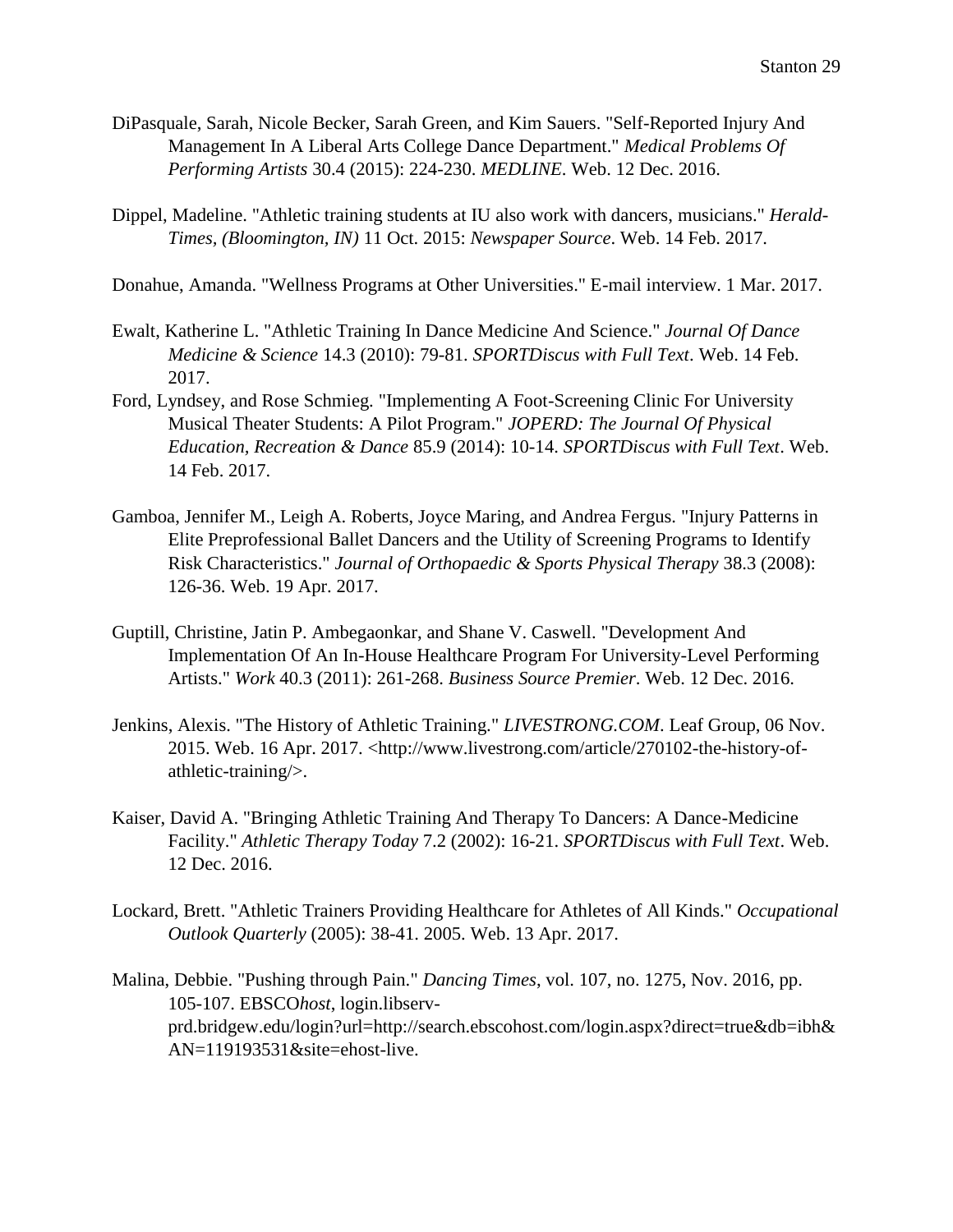DiPasquale, Sarah, Nicole Becker, Sarah Green, and Kim Sauers. "Self-Reported Injury And Management In A Liberal Arts College Dance Department." *Medical Problems Of Performing Artists* 30.4 (2015): 224-230. *MEDLINE*. Web. 12 Dec. 2016.

Dippel, Madeline. "Athletic training students at IU also work with dancers, musicians." *Herald-Times, (Bloomington, IN)* 11 Oct. 2015: *Newspaper Source*. Web. 14 Feb. 2017.

Donahue, Amanda. "Wellness Programs at Other Universities." E-mail interview. 1 Mar. 2017.

Ewalt, Katherine L. "Athletic Training In Dance Medicine And Science." *Journal Of Dance Medicine & Science* 14.3 (2010): 79-81. *SPORTDiscus with Full Text*. Web. 14 Feb. 2017.

Ford, Lyndsey, and Rose Schmieg. "Implementing A Foot-Screening Clinic For University Musical Theater Students: A Pilot Program." *JOPERD: The Journal Of Physical Education, Recreation & Dance* 85.9 (2014): 10-14. *SPORTDiscus with Full Text*. Web. 14 Feb. 2017.

Gamboa, Jennifer M., Leigh A. Roberts, Joyce Maring, and Andrea Fergus. "Injury Patterns in Elite Preprofessional Ballet Dancers and the Utility of Screening Programs to Identify Risk Characteristics." *Journal of Orthopaedic & Sports Physical Therapy* 38.3 (2008): 126-36. Web. 19 Apr. 2017.

Guptill, Christine, Jatin P. Ambegaonkar, and Shane V. Caswell. "Development And Implementation Of An In-House Healthcare Program For University-Level Performing Artists." *Work* 40.3 (2011): 261-268. *Business Source Premier*. Web. 12 Dec. 2016.

Jenkins, Alexis. "The History of Athletic Training." *LIVESTRONG.COM*. Leaf Group, 06 Nov. 2015. Web. 16 Apr. 2017. <http://www.livestrong.com/article/270102-the-history-of-athletic-training/>.

Kaiser, David A. "Bringing Athletic Training And Therapy To Dancers: A Dance-Medicine Facility." *Athletic Therapy Today* 7.2 (2002): 16-21. *SPORTDiscus with Full Text*. Web. 12 Dec. 2016.

Lockard, Brett. "Athletic Trainers Providing Healthcare for Athletes of All Kinds." *Occupational Outlook Quarterly* (2005): 38-41. 2005. Web. 13 Apr. 2017.

Malina, Debbie. "Pushing through Pain." *Dancing Times*, vol. 107, no. 1275, Nov. 2016, pp. 105-107. EBSCO*host*, login.libserv-prd.bridgew.edu/login?url=http://search.ebscohost.com/login.aspx?direct=true&db=ibh&AN=119193531&site=ehost-live.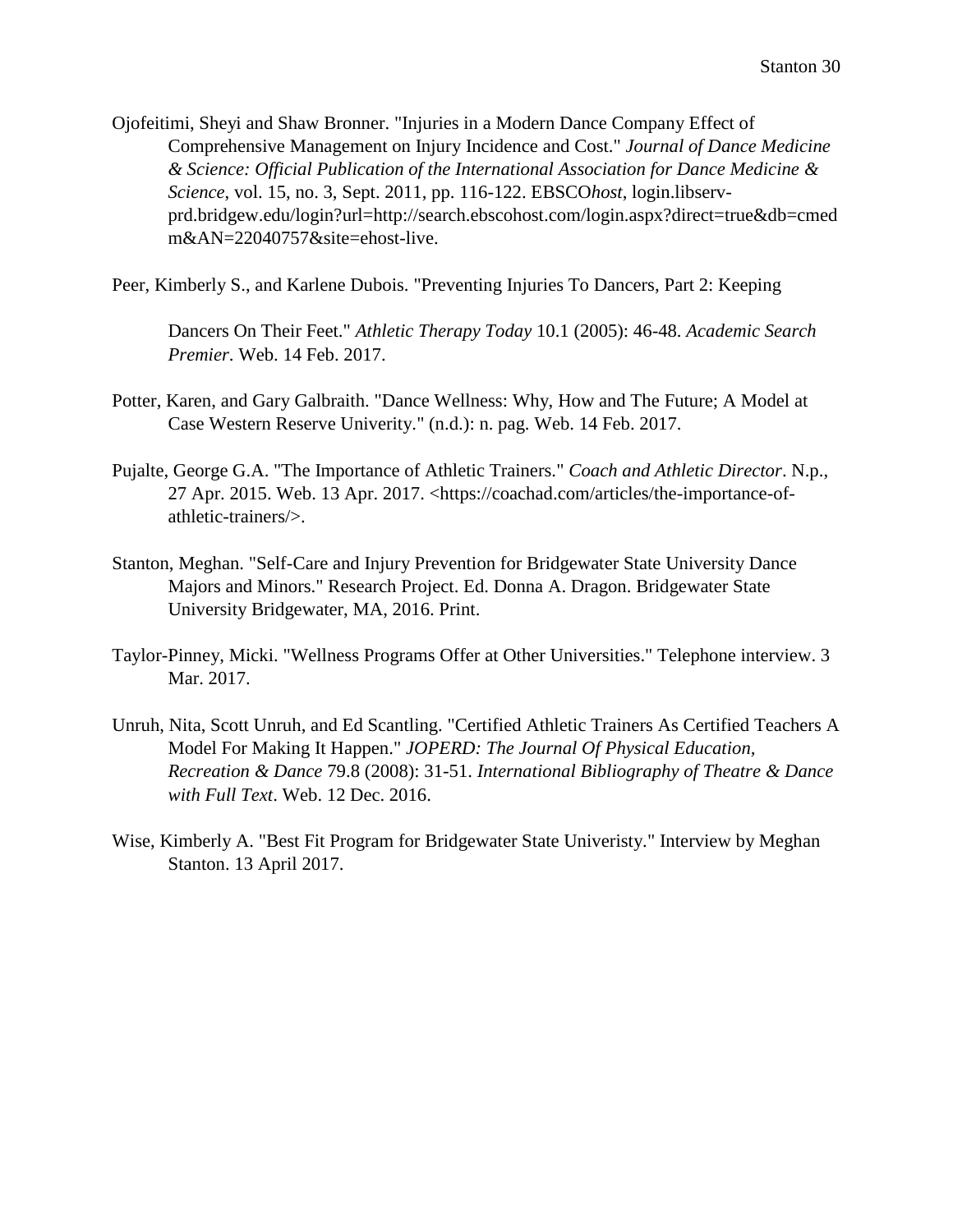Ojofeitimi, Sheyi and Shaw Bronner. "Injuries in a Modern Dance Company Effect of Comprehensive Management on Injury Incidence and Cost." *Journal of Dance Medicine & Science: Official Publication of the International Association for Dance Medicine & Science*, vol. 15, no. 3, Sept. 2011, pp. 116-122. EBSCO*host*, login.libserv-prd.bridgew.edu/login?url=http://search.ebscohost.com/login.aspx?direct=true&db=cmedm&AN=22040757&site=ehost-live.

Peer, Kimberly S., and Karlene Dubois. "Preventing Injuries To Dancers, Part 2: Keeping Dancers On Their Feet." *Athletic Therapy Today* 10.1 (2005): 46-48. *Academic Search Premier*. Web. 14 Feb. 2017.

Potter, Karen, and Gary Galbraith. "Dance Wellness: Why, How and The Future; A Model at Case Western Reserve Univerity." (n.d.): n. pag. Web. 14 Feb. 2017.

Pujalte, George G.A. "The Importance of Athletic Trainers." *Coach and Athletic Director*. N.p., 27 Apr. 2015. Web. 13 Apr. 2017. <https://coachad.com/articles/the-importance-of-athletic-trainers/>.

Stanton, Meghan. "Self-Care and Injury Prevention for Bridgewater State University Dance Majors and Minors." Research Project. Ed. Donna A. Dragon. Bridgewater State University Bridgewater, MA, 2016. Print.

Taylor-Pinney, Micki. "Wellness Programs Offer at Other Universities." Telephone interview. 3 Mar. 2017.

Unruh, Nita, Scott Unruh, and Ed Scantling. "Certified Athletic Trainers As Certified Teachers A Model For Making It Happen." *JOPERD: The Journal Of Physical Education, Recreation & Dance* 79.8 (2008): 31-51. *International Bibliography of Theatre & Dance with Full Text*. Web. 12 Dec. 2016.

Wise, Kimberly A. "Best Fit Program for Bridgewater State Univeristy." Interview by Meghan Stanton. 13 April 2017.